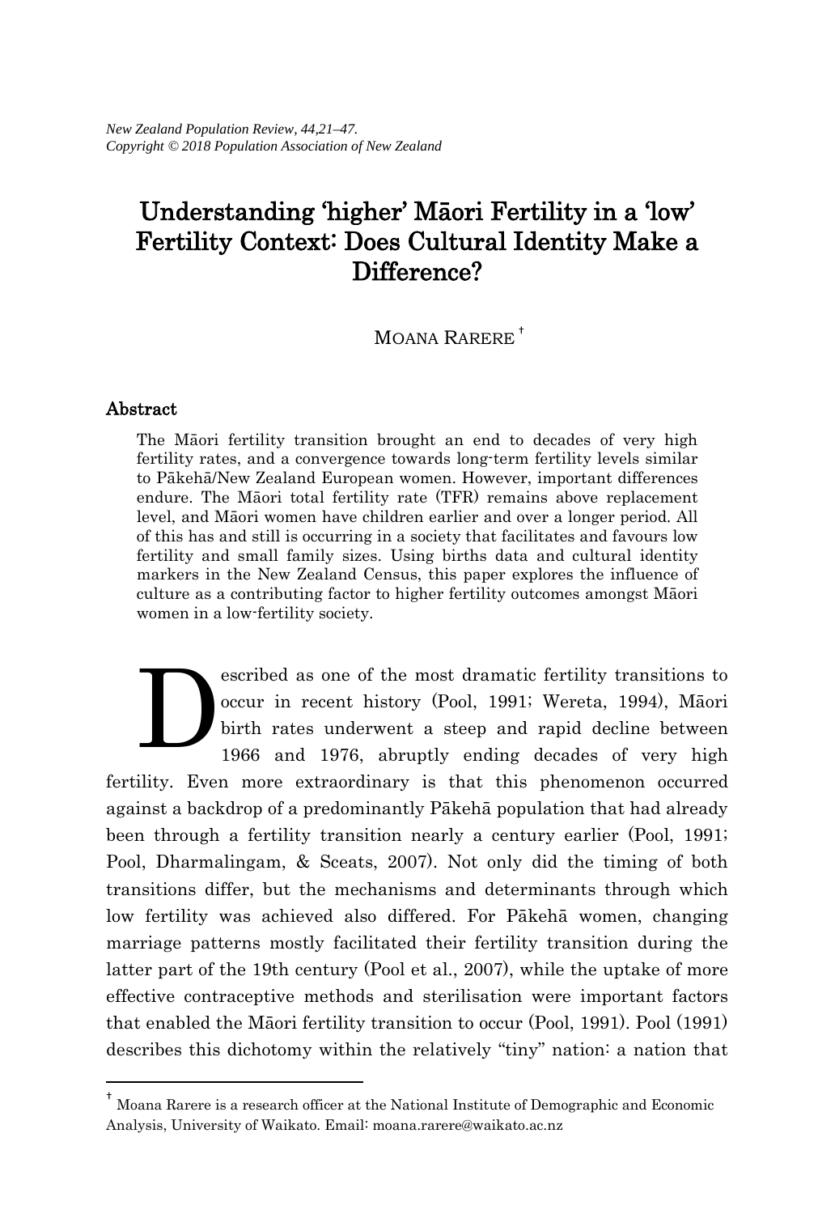# Understanding 'higher' Māori Fertility in a 'low' Fertility Context: Does Cultural Identity Make a Difference?

MOANA RARERE [†]

## Abstract

The Māori fertility transition brought an end to decades of very high fertility rates, and a convergence towards long-term fertility levels similar to Pākehā/New Zealand European women. However, important differences endure. The Māori total fertility rate (TFR) remains above replacement level, and Māori women have children earlier and over a longer period. All of this has and still is occurring in a society that facilitates and favours low fertility and small family sizes. Using births data and cultural identity markers in the New Zealand Census, this paper explores the influence of culture as a contributing factor to higher fertility outcomes amongst Māori women in a low-fertility society.

Described as one of the most dramatic fertility transitions to occur in recent history (Pool, 1991; Wereta, 1994), Māori birth rates underwent a steep and rapid decline between 1966 and 1976, abruptly ending decades of very high fertility. Even more extraordinary is that this phenomenon occurred against a backdrop of a predominantly Pākehā population that had already been through a fertility transition nearly a century earlier (Pool, 1991; Pool, Dharmalingam, & Sceats, 2007). Not only did the timing of both transitions differ, but the mechanisms and determinants through which low fertility was achieved also differed. For Pākehā women, changing marriage patterns mostly facilitated their fertility transition during the latter part of the 19th century (Pool et al., 2007), while the uptake of more effective contraceptive methods and sterilisation were important factors that enabled the Māori fertility transition to occur (Pool, 1991). Pool (1991) describes this dichotomy within the relatively "tiny" nation: a nation that

---

[†] Moana Rarere is a research officer at the National Institute of Demographic and Economic Analysis, University of Waikato. Email: moana.rarere@waikato.ac.nz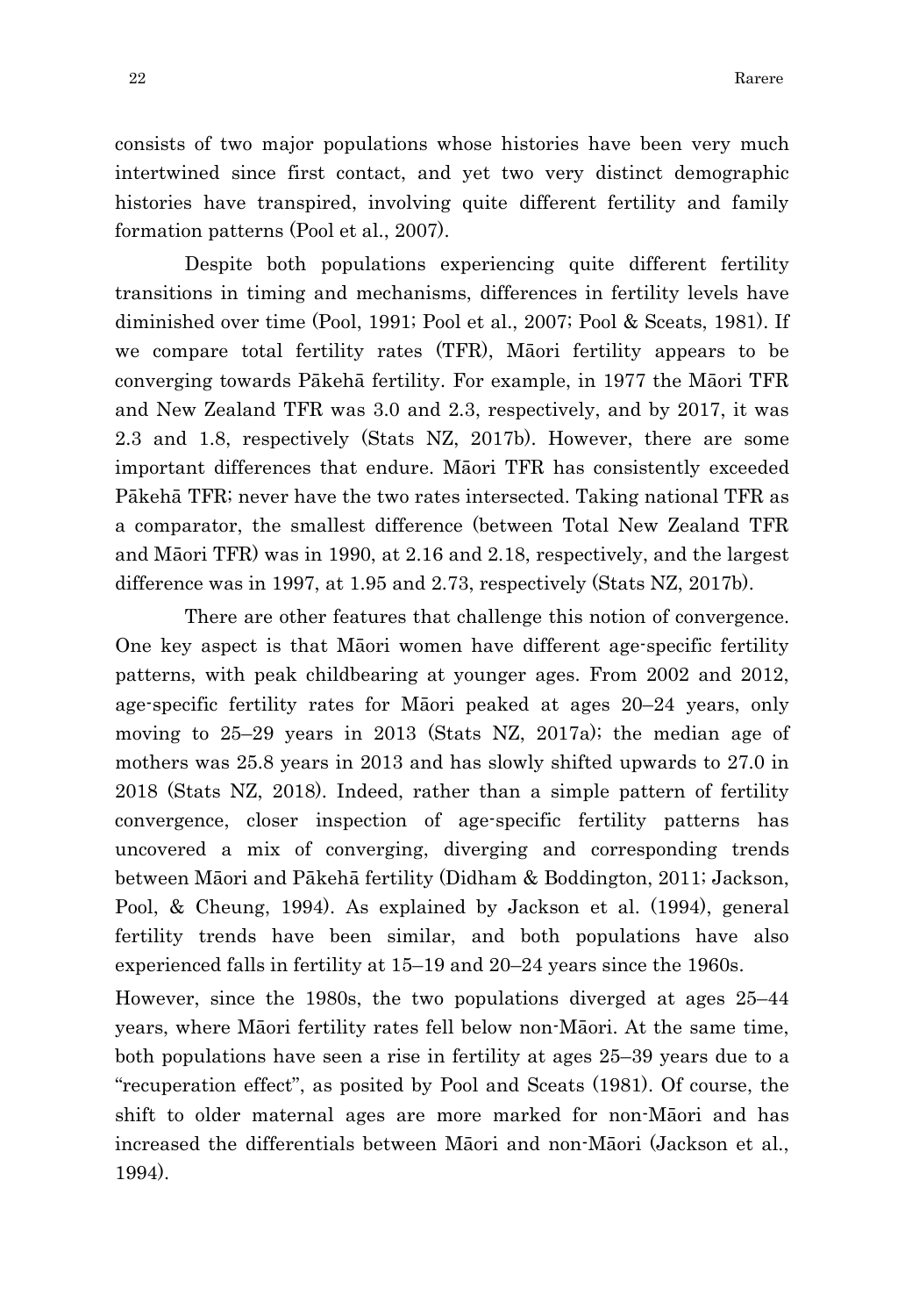consists of two major populations whose histories have been very much intertwined since first contact, and yet two very distinct demographic histories have transpired, involving quite different fertility and family formation patterns (Pool et al., 2007).

Despite both populations experiencing quite different fertility transitions in timing and mechanisms, differences in fertility levels have diminished over time (Pool, 1991; Pool et al., 2007; Pool & Sceats, 1981). If we compare total fertility rates (TFR), Māori fertility appears to be converging towards Pākehā fertility. For example, in 1977 the Māori TFR and New Zealand TFR was 3.0 and 2.3, respectively, and by 2017, it was 2.3 and 1.8, respectively (Stats NZ, 2017b). However, there are some important differences that endure. Māori TFR has consistently exceeded Pākehā TFR; never have the two rates intersected. Taking national TFR as a comparator, the smallest difference (between Total New Zealand TFR and Māori TFR) was in 1990, at 2.16 and 2.18, respectively, and the largest difference was in 1997, at 1.95 and 2.73, respectively (Stats NZ, 2017b).

There are other features that challenge this notion of convergence. One key aspect is that Māori women have different age-specific fertility patterns, with peak childbearing at younger ages. From 2002 and 2012, age-specific fertility rates for Māori peaked at ages 20–24 years, only moving to 25–29 years in 2013 (Stats NZ, 2017a); the median age of mothers was 25.8 years in 2013 and has slowly shifted upwards to 27.0 in 2018 (Stats NZ, 2018). Indeed, rather than a simple pattern of fertility convergence, closer inspection of age-specific fertility patterns has uncovered a mix of converging, diverging and corresponding trends between Māori and Pākehā fertility (Didham & Boddington, 2011; Jackson, Pool, & Cheung, 1994). As explained by Jackson et al. (1994), general fertility trends have been similar, and both populations have also experienced falls in fertility at 15–19 and 20–24 years since the 1960s.

However, since the 1980s, the two populations diverged at ages 25–44 years, where Māori fertility rates fell below non-Māori. At the same time, both populations have seen a rise in fertility at ages 25–39 years due to a "recuperation effect", as posited by Pool and Sceats (1981). Of course, the shift to older maternal ages are more marked for non-Māori and has increased the differentials between Māori and non-Māori (Jackson et al., 1994).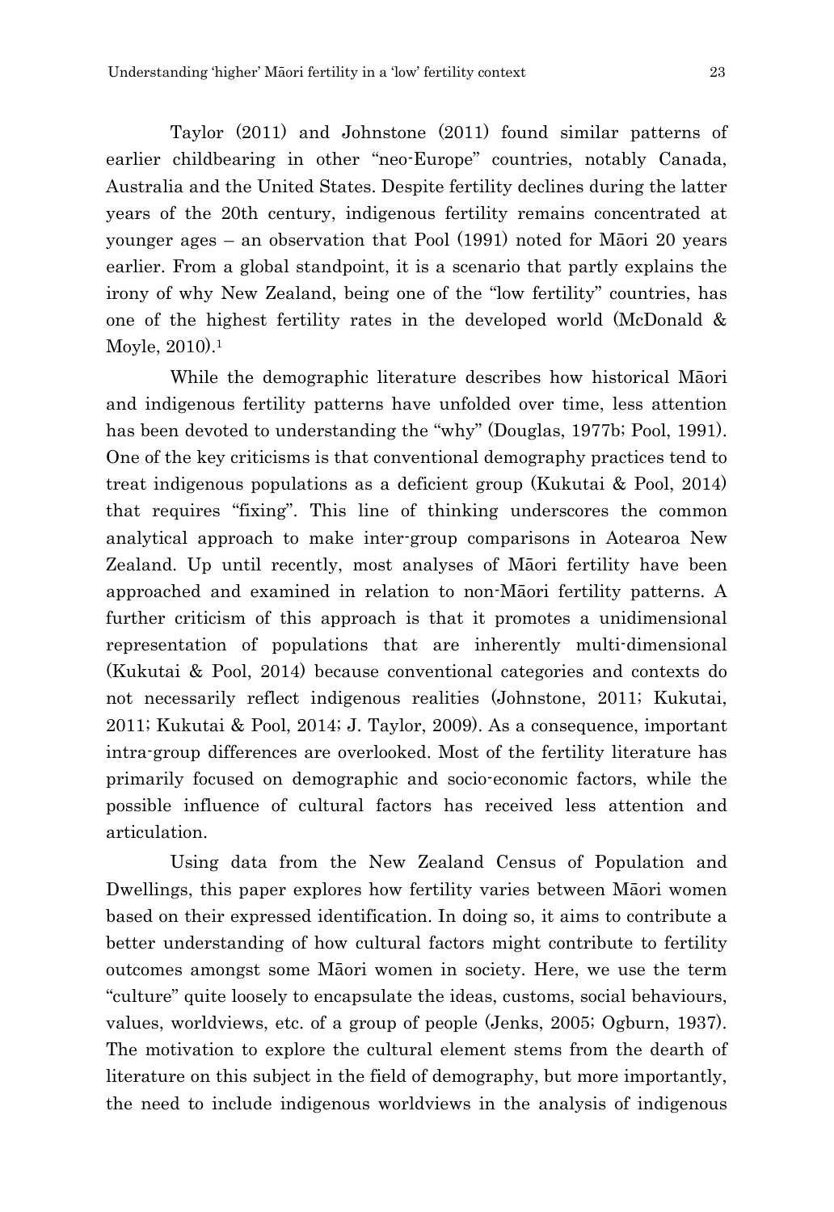Taylor (2011) and Johnstone (2011) found similar patterns of earlier childbearing in other "neo-Europe" countries, notably Canada, Australia and the United States. Despite fertility declines during the latter years of the 20th century, indigenous fertility remains concentrated at younger ages – an observation that Pool (1991) noted for Māori 20 years earlier. From a global standpoint, it is a scenario that partly explains the irony of why New Zealand, being one of the "low fertility" countries, has one of the highest fertility rates in the developed world (McDonald & Moyle, 2010).[1]

While the demographic literature describes how historical Māori and indigenous fertility patterns have unfolded over time, less attention has been devoted to understanding the "why" (Douglas, 1977b; Pool, 1991). One of the key criticisms is that conventional demography practices tend to treat indigenous populations as a deficient group (Kukutai & Pool, 2014) that requires "fixing". This line of thinking underscores the common analytical approach to make inter-group comparisons in Aotearoa New Zealand. Up until recently, most analyses of Māori fertility have been approached and examined in relation to non-Māori fertility patterns. A further criticism of this approach is that it promotes a unidimensional representation of populations that are inherently multi-dimensional (Kukutai & Pool, 2014) because conventional categories and contexts do not necessarily reflect indigenous realities (Johnstone, 2011; Kukutai, 2011; Kukutai & Pool, 2014; J. Taylor, 2009). As a consequence, important intra-group differences are overlooked. Most of the fertility literature has primarily focused on demographic and socio-economic factors, while the possible influence of cultural factors has received less attention and articulation.

Using data from the New Zealand Census of Population and Dwellings, this paper explores how fertility varies between Māori women based on their expressed identification. In doing so, it aims to contribute a better understanding of how cultural factors might contribute to fertility outcomes amongst some Māori women in society. Here, we use the term "culture" quite loosely to encapsulate the ideas, customs, social behaviours, values, worldviews, etc. of a group of people (Jenks, 2005; Ogburn, 1937). The motivation to explore the cultural element stems from the dearth of literature on this subject in the field of demography, but more importantly, the need to include indigenous worldviews in the analysis of indigenous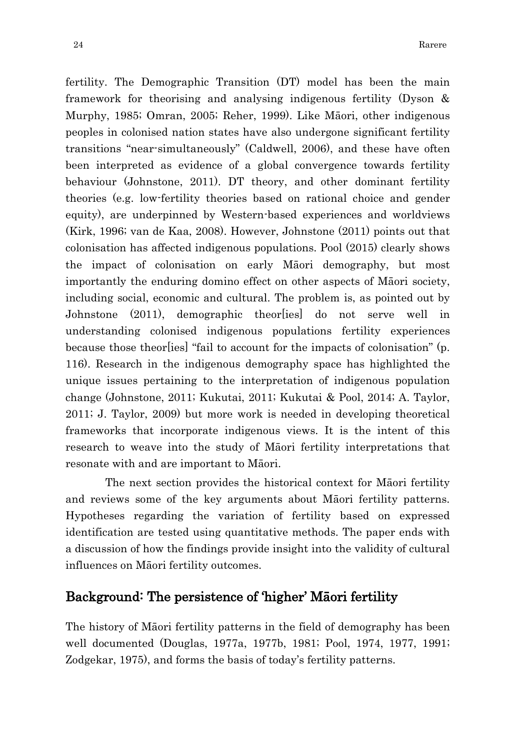fertility. The Demographic Transition (DT) model has been the main framework for theorising and analysing indigenous fertility (Dyson & Murphy, 1985; Omran, 2005; Reher, 1999). Like Māori, other indigenous peoples in colonised nation states have also undergone significant fertility transitions "near-simultaneously" (Caldwell, 2006), and these have often been interpreted as evidence of a global convergence towards fertility behaviour (Johnstone, 2011). DT theory, and other dominant fertility theories (e.g. low-fertility theories based on rational choice and gender equity), are underpinned by Western-based experiences and worldviews (Kirk, 1996; van de Kaa, 2008). However, Johnstone (2011) points out that colonisation has affected indigenous populations. Pool (2015) clearly shows the impact of colonisation on early Māori demography, but most importantly the enduring domino effect on other aspects of Māori society, including social, economic and cultural. The problem is, as pointed out by Johnstone (2011), demographic theor[ies] do not serve well in understanding colonised indigenous populations fertility experiences because those theor[ies] "fail to account for the impacts of colonisation" (p. 116). Research in the indigenous demography space has highlighted the unique issues pertaining to the interpretation of indigenous population change (Johnstone, 2011; Kukutai, 2011; Kukutai & Pool, 2014; A. Taylor, 2011; J. Taylor, 2009) but more work is needed in developing theoretical frameworks that incorporate indigenous views. It is the intent of this research to weave into the study of Māori fertility interpretations that resonate with and are important to Māori.

The next section provides the historical context for Māori fertility and reviews some of the key arguments about Māori fertility patterns. Hypotheses regarding the variation of fertility based on expressed identification are tested using quantitative methods. The paper ends with a discussion of how the findings provide insight into the validity of cultural influences on Māori fertility outcomes.

## Background: The persistence of 'higher' Māori fertility

The history of Māori fertility patterns in the field of demography has been well documented (Douglas, 1977a, 1977b, 1981; Pool, 1974, 1977, 1991; Zodgekar, 1975), and forms the basis of today's fertility patterns.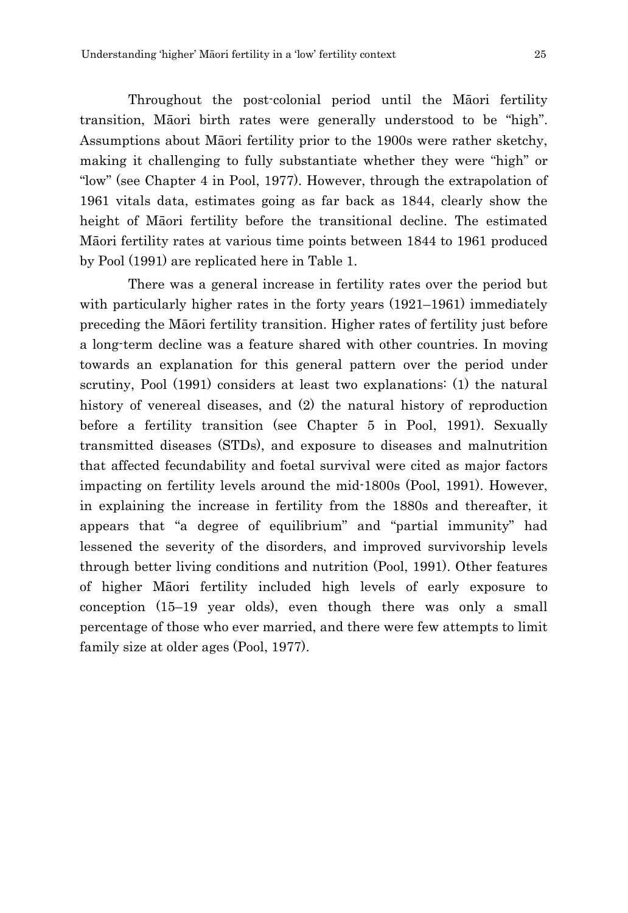Throughout the post-colonial period until the Māori fertility transition, Māori birth rates were generally understood to be "high". Assumptions about Māori fertility prior to the 1900s were rather sketchy, making it challenging to fully substantiate whether they were "high" or "low" (see Chapter 4 in Pool, 1977). However, through the extrapolation of 1961 vitals data, estimates going as far back as 1844, clearly show the height of Māori fertility before the transitional decline. The estimated Māori fertility rates at various time points between 1844 to 1961 produced by Pool (1991) are replicated here in Table 1.

There was a general increase in fertility rates over the period but with particularly higher rates in the forty years (1921–1961) immediately preceding the Māori fertility transition. Higher rates of fertility just before a long-term decline was a feature shared with other countries. In moving towards an explanation for this general pattern over the period under scrutiny, Pool (1991) considers at least two explanations: (1) the natural history of venereal diseases, and (2) the natural history of reproduction before a fertility transition (see Chapter 5 in Pool, 1991). Sexually transmitted diseases (STDs), and exposure to diseases and malnutrition that affected fecundability and foetal survival were cited as major factors impacting on fertility levels around the mid-1800s (Pool, 1991). However, in explaining the increase in fertility from the 1880s and thereafter, it appears that "a degree of equilibrium" and "partial immunity" had lessened the severity of the disorders, and improved survivorship levels through better living conditions and nutrition (Pool, 1991). Other features of higher Māori fertility included high levels of early exposure to conception (15–19 year olds), even though there was only a small percentage of those who ever married, and there were few attempts to limit family size at older ages (Pool, 1977).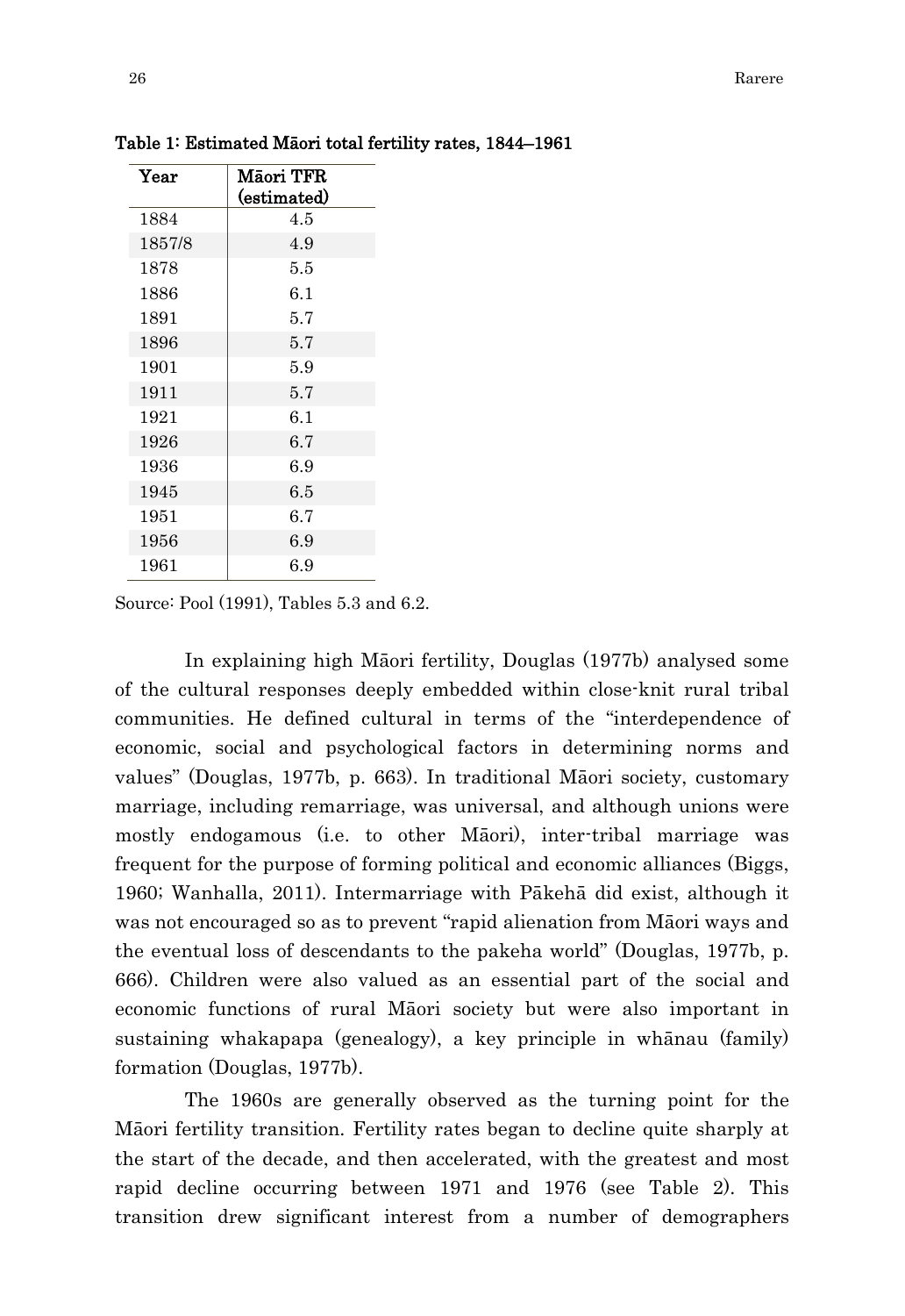**Table 1: Estimated Māori total fertility rates, 1844–1961**

| Year | Māori TFR (estimated) |
|---|---|
| 1884 | 4.5 |
| 1857/8 | 4.9 |
| 1878 | 5.5 |
| 1886 | 6.1 |
| 1891 | 5.7 |
| 1896 | 5.7 |
| 1901 | 5.9 |
| 1911 | 5.7 |
| 1921 | 6.1 |
| 1926 | 6.7 |
| 1936 | 6.9 |
| 1945 | 6.5 |
| 1951 | 6.7 |
| 1956 | 6.9 |
| 1961 | 6.9 |

Source: Pool (1991), Tables 5.3 and 6.2.

In explaining high Māori fertility, Douglas (1977b) analysed some of the cultural responses deeply embedded within close-knit rural tribal communities. He defined cultural in terms of the "interdependence of economic, social and psychological factors in determining norms and values" (Douglas, 1977b, p. 663). In traditional Māori society, customary marriage, including remarriage, was universal, and although unions were mostly endogamous (i.e. to other Māori), inter-tribal marriage was frequent for the purpose of forming political and economic alliances (Biggs, 1960; Wanhalla, 2011). Intermarriage with Pākehā did exist, although it was not encouraged so as to prevent "rapid alienation from Māori ways and the eventual loss of descendants to the pakeha world" (Douglas, 1977b, p. 666). Children were also valued as an essential part of the social and economic functions of rural Māori society but were also important in sustaining whakapapa (genealogy), a key principle in whānau (family) formation (Douglas, 1977b).

The 1960s are generally observed as the turning point for the Māori fertility transition. Fertility rates began to decline quite sharply at the start of the decade, and then accelerated, with the greatest and most rapid decline occurring between 1971 and 1976 (see Table 2). This transition drew significant interest from a number of demographers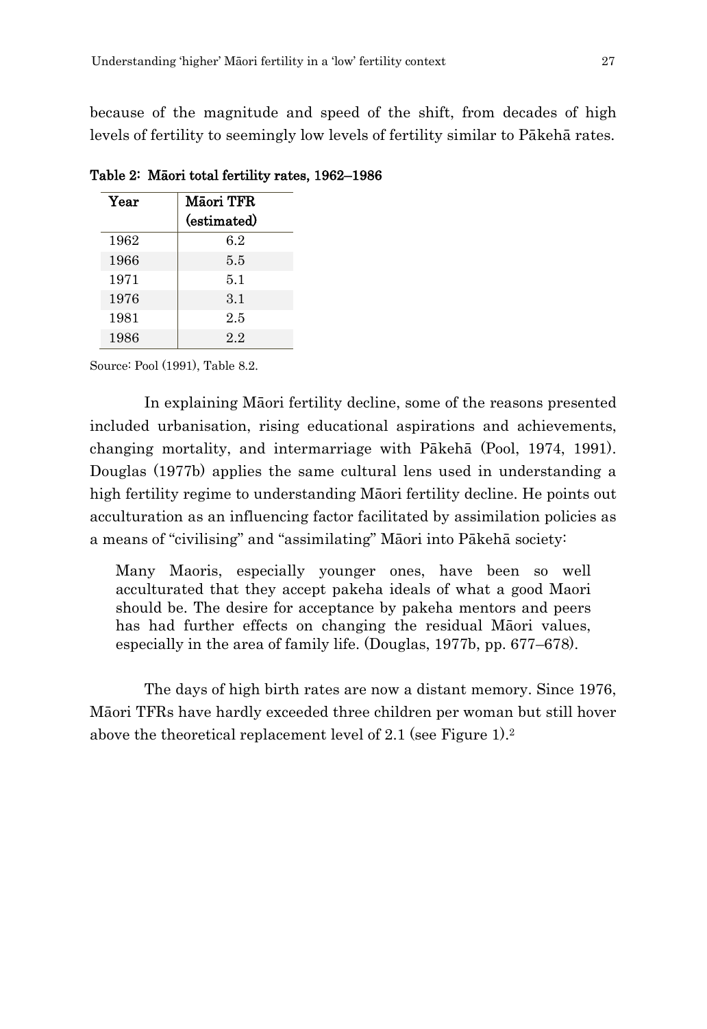because of the magnitude and speed of the shift, from decades of high levels of fertility to seemingly low levels of fertility similar to Pākehā rates.

**Table 2: Māori total fertility rates, 1962–1986**

| Year | Māori TFR (estimated) |
|---|---|
| 1962 | 6.2 |
| 1966 | 5.5 |
| 1971 | 5.1 |
| 1976 | 3.1 |
| 1981 | 2.5 |
| 1986 | 2.2 |

Source: Pool (1991), Table 8.2.

In explaining Māori fertility decline, some of the reasons presented included urbanisation, rising educational aspirations and achievements, changing mortality, and intermarriage with Pākehā (Pool, 1974, 1991). Douglas (1977b) applies the same cultural lens used in understanding a high fertility regime to understanding Māori fertility decline. He points out acculturation as an influencing factor facilitated by assimilation policies as a means of "civilising" and "assimilating" Māori into Pākehā society:

> Many Maoris, especially younger ones, have been so well acculturated that they accept pakeha ideals of what a good Maori should be. The desire for acceptance by pakeha mentors and peers has had further effects on changing the residual Māori values, especially in the area of family life. (Douglas, 1977b, pp. 677–678).

The days of high birth rates are now a distant memory. Since 1976, Māori TFRs have hardly exceeded three children per woman but still hover above the theoretical replacement level of 2.1 (see Figure 1).[2]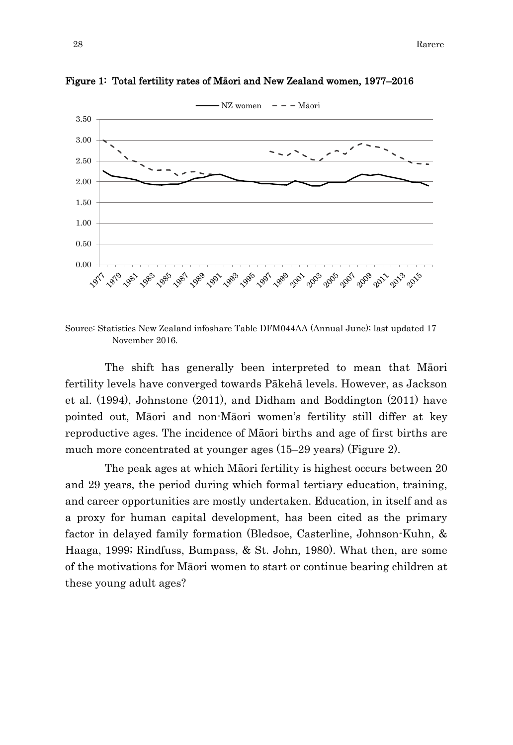**Figure 1: Total fertility rates of Māori and New Zealand women, 1977–2016**

Source: Statistics New Zealand infoshare Table DFM044AA (Annual June); last updated 17 November 2016.

The shift has generally been interpreted to mean that Māori fertility levels have converged towards Pākehā levels. However, as Jackson et al. (1994), Johnstone (2011), and Didham and Boddington (2011) have pointed out, Māori and non-Māori women's fertility still differ at key reproductive ages. The incidence of Māori births and age of first births are much more concentrated at younger ages (15–29 years) (Figure 2).

The peak ages at which Māori fertility is highest occurs between 20 and 29 years, the period during which formal tertiary education, training, and career opportunities are mostly undertaken. Education, in itself and as a proxy for human capital development, has been cited as the primary factor in delayed family formation (Bledsoe, Casterline, Johnson-Kuhn, & Haaga, 1999; Rindfuss, Bumpass, & St. John, 1980). What then, are some of the motivations for Māori women to start or continue bearing children at these young adult ages?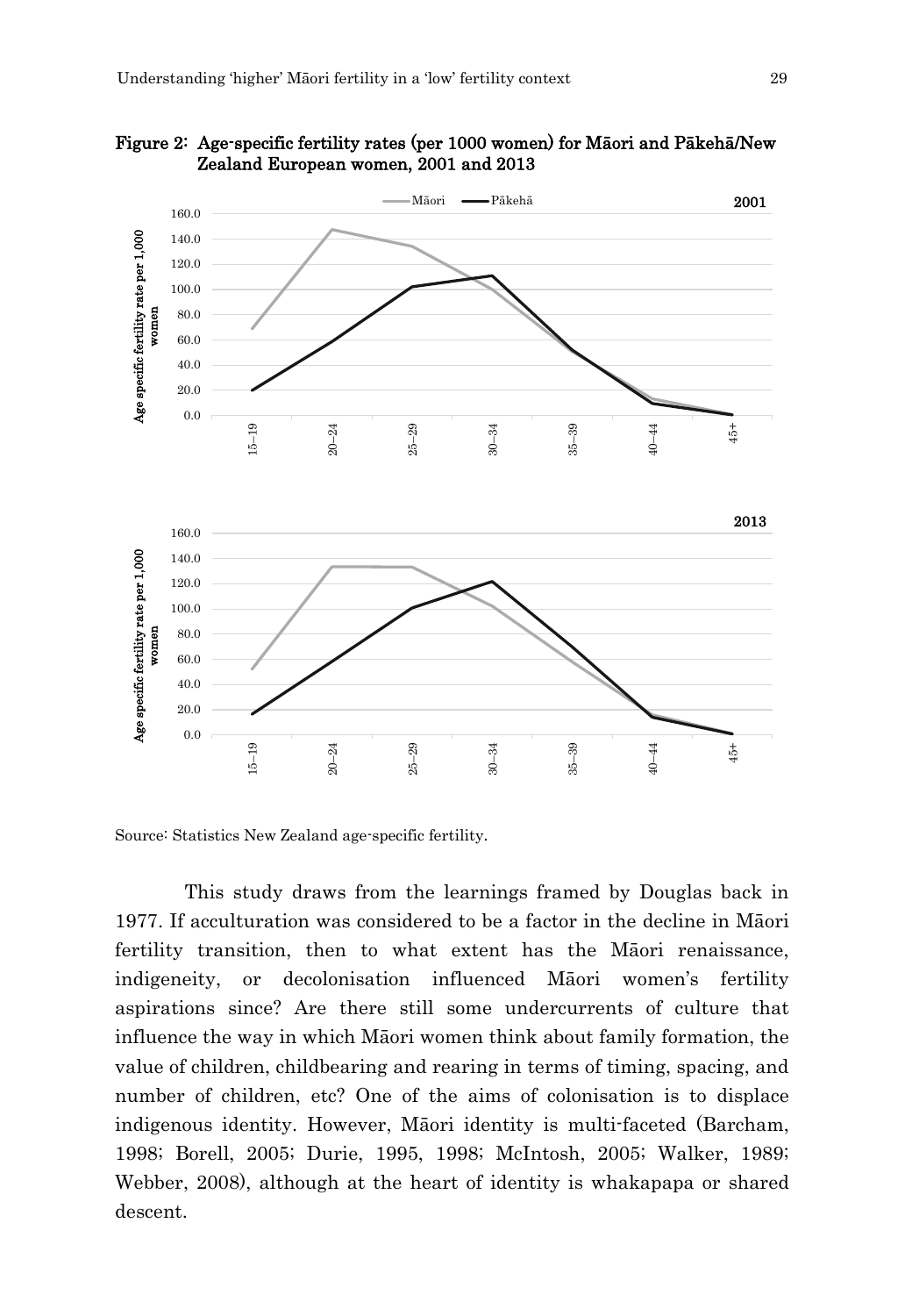**Figure 2: Age-specific fertility rates (per 1000 women) for Māori and Pākehā/New Zealand European women, 2001 and 2013**

Source: Statistics New Zealand age-specific fertility.

This study draws from the learnings framed by Douglas back in 1977. If acculturation was considered to be a factor in the decline in Māori fertility transition, then to what extent has the Māori renaissance, indigeneity, or decolonisation influenced Māori women's fertility aspirations since? Are there still some undercurrents of culture that influence the way in which Māori women think about family formation, the value of children, childbearing and rearing in terms of timing, spacing, and number of children, etc? One of the aims of colonisation is to displace indigenous identity. However, Māori identity is multi-faceted (Barcham, 1998; Borell, 2005; Durie, 1995, 1998; McIntosh, 2005; Walker, 1989; Webber, 2008), although at the heart of identity is whakapapa or shared descent.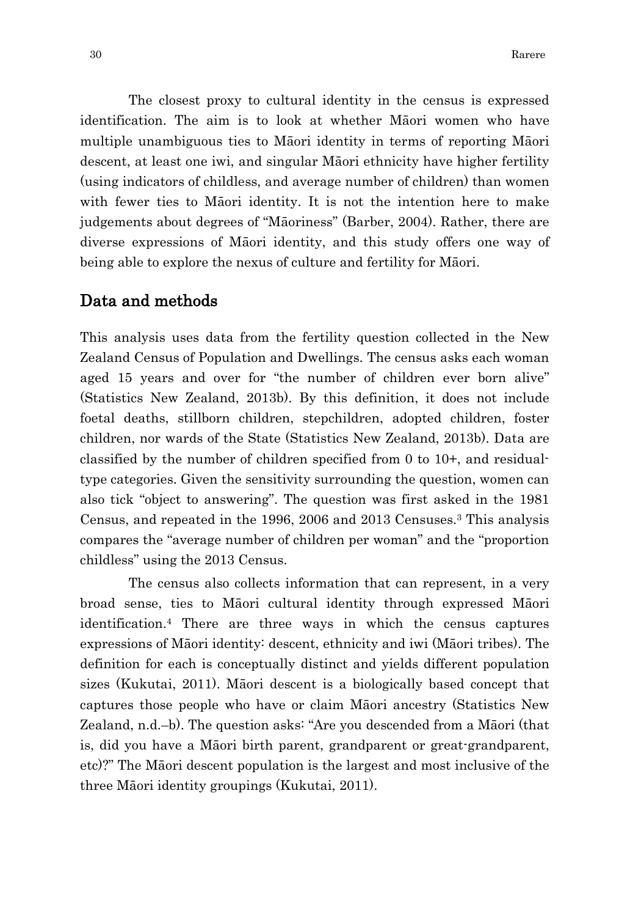The closest proxy to cultural identity in the census is expressed identification. The aim is to look at whether Māori women who have multiple unambiguous ties to Māori identity in terms of reporting Māori descent, at least one iwi, and singular Māori ethnicity have higher fertility (using indicators of childless, and average number of children) than women with fewer ties to Māori identity. It is not the intention here to make judgements about degrees of "Māoriness" (Barber, 2004). Rather, there are diverse expressions of Māori identity, and this study offers one way of being able to explore the nexus of culture and fertility for Māori.

## Data and methods

This analysis uses data from the fertility question collected in the New Zealand Census of Population and Dwellings. The census asks each woman aged 15 years and over for "the number of children ever born alive" (Statistics New Zealand, 2013b). By this definition, it does not include foetal deaths, stillborn children, stepchildren, adopted children, foster children, nor wards of the State (Statistics New Zealand, 2013b). Data are classified by the number of children specified from 0 to 10+, and residual-type categories. Given the sensitivity surrounding the question, women can also tick "object to answering". The question was first asked in the 1981 Census, and repeated in the 1996, 2006 and 2013 Censuses.[3] This analysis compares the "average number of children per woman" and the "proportion childless" using the 2013 Census.

The census also collects information that can represent, in a very broad sense, ties to Māori cultural identity through expressed Māori identification.[4] There are three ways in which the census captures expressions of Māori identity: descent, ethnicity and iwi (Māori tribes). The definition for each is conceptually distinct and yields different population sizes (Kukutai, 2011). Māori descent is a biologically based concept that captures those people who have or claim Māori ancestry (Statistics New Zealand, n.d.–b). The question asks: "Are you descended from a Māori (that is, did you have a Māori birth parent, grandparent or great-grandparent, etc)?" The Māori descent population is the largest and most inclusive of the three Māori identity groupings (Kukutai, 2011).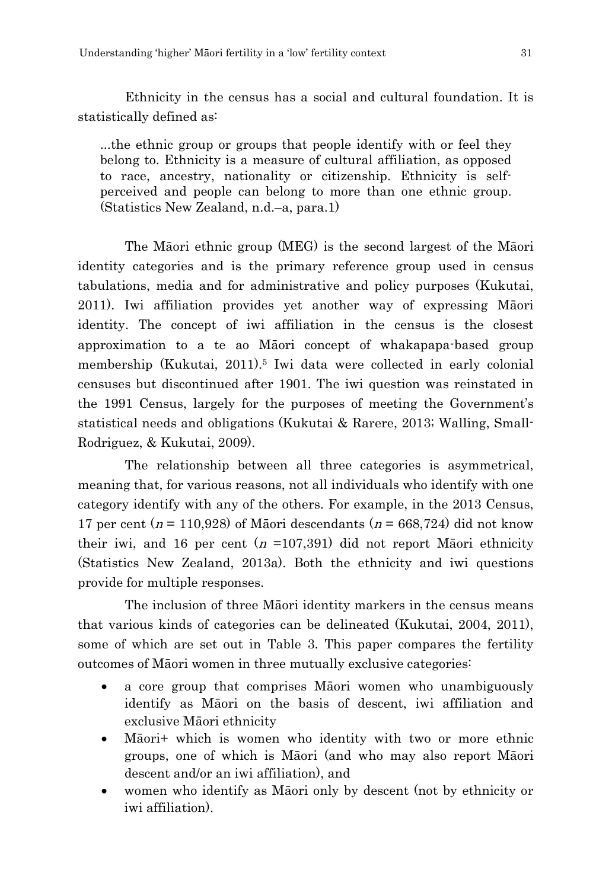Ethnicity in the census has a social and cultural foundation. It is statistically defined as:

> ...the ethnic group or groups that people identify with or feel they belong to. Ethnicity is a measure of cultural affiliation, as opposed to race, ancestry, nationality or citizenship. Ethnicity is self-perceived and people can belong to more than one ethnic group. (Statistics New Zealand, n.d.–a, para.1)

The Māori ethnic group (MEG) is the second largest of the Māori identity categories and is the primary reference group used in census tabulations, media and for administrative and policy purposes (Kukutai, 2011). Iwi affiliation provides yet another way of expressing Māori identity. The concept of iwi affiliation in the census is the closest approximation to a te ao Māori concept of whakapapa-based group membership (Kukutai, 2011).[5] Iwi data were collected in early colonial censuses but discontinued after 1901. The iwi question was reinstated in the 1991 Census, largely for the purposes of meeting the Government's statistical needs and obligations (Kukutai & Rarere, 2013; Walling, Small-Rodriguez, & Kukutai, 2009).

The relationship between all three categories is asymmetrical, meaning that, for various reasons, not all individuals who identify with one category identify with any of the others. For example, in the 2013 Census, 17 per cent ($n$ = 110,928) of Māori descendants ($n$ = 668,724) did not know their iwi, and 16 per cent ($n$ =107,391) did not report Māori ethnicity (Statistics New Zealand, 2013a). Both the ethnicity and iwi questions provide for multiple responses.

The inclusion of three Māori identity markers in the census means that various kinds of categories can be delineated (Kukutai, 2004, 2011), some of which are set out in Table 3. This paper compares the fertility outcomes of Māori women in three mutually exclusive categories:

- a core group that comprises Māori women who unambiguously identify as Māori on the basis of descent, iwi affiliation and exclusive Māori ethnicity
- Māori+ which is women who identity with two or more ethnic groups, one of which is Māori (and who may also report Māori descent and/or an iwi affiliation), and
- women who identify as Māori only by descent (not by ethnicity or iwi affiliation).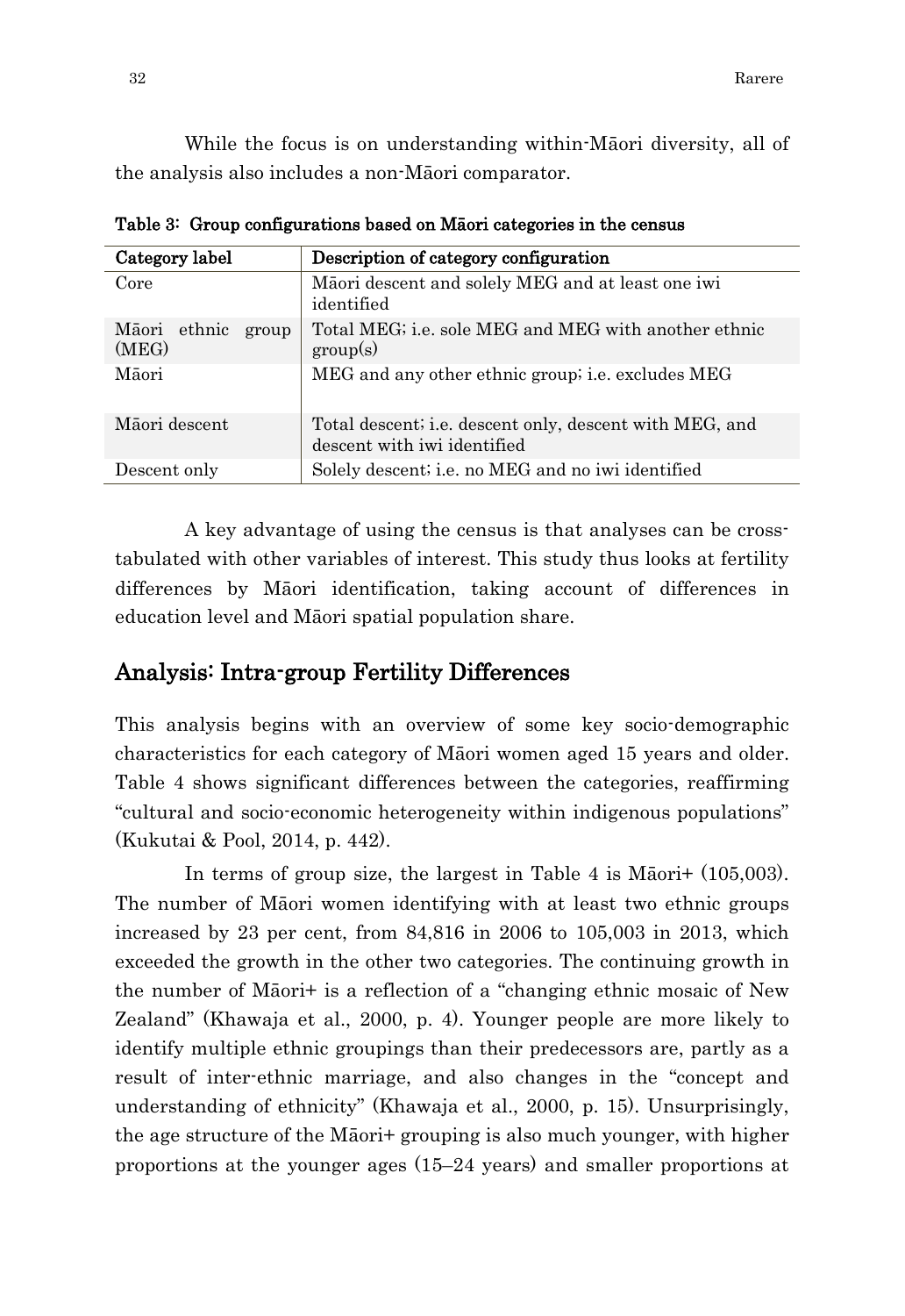While the focus is on understanding within-Māori diversity, all of the analysis also includes a non-Māori comparator.

**Table 3: Group configurations based on Māori categories in the census**

| Category label | Description of category configuration |
|---|---|
| Core | Māori descent and solely MEG and at least one iwi identified |
| Māori ethnic group (MEG) | Total MEG; i.e. sole MEG and MEG with another ethnic group(s) |
| Māori | MEG and any other ethnic group; i.e. excludes MEG |
| Māori descent | Total descent; i.e. descent only, descent with MEG, and descent with iwi identified |
| Descent only | Solely descent; i.e. no MEG and no iwi identified |

A key advantage of using the census is that analyses can be cross-tabulated with other variables of interest. This study thus looks at fertility differences by Māori identification, taking account of differences in education level and Māori spatial population share.

## Analysis: Intra-group Fertility Differences

This analysis begins with an overview of some key socio-demographic characteristics for each category of Māori women aged 15 years and older. Table 4 shows significant differences between the categories, reaffirming "cultural and socio-economic heterogeneity within indigenous populations" (Kukutai & Pool, 2014, p. 442).

In terms of group size, the largest in Table 4 is Māori+ (105,003). The number of Māori women identifying with at least two ethnic groups increased by 23 per cent, from 84,816 in 2006 to 105,003 in 2013, which exceeded the growth in the other two categories. The continuing growth in the number of Māori+ is a reflection of a "changing ethnic mosaic of New Zealand" (Khawaja et al., 2000, p. 4). Younger people are more likely to identify multiple ethnic groupings than their predecessors are, partly as a result of inter-ethnic marriage, and also changes in the "concept and understanding of ethnicity" (Khawaja et al., 2000, p. 15). Unsurprisingly, the age structure of the Māori+ grouping is also much younger, with higher proportions at the younger ages (15–24 years) and smaller proportions at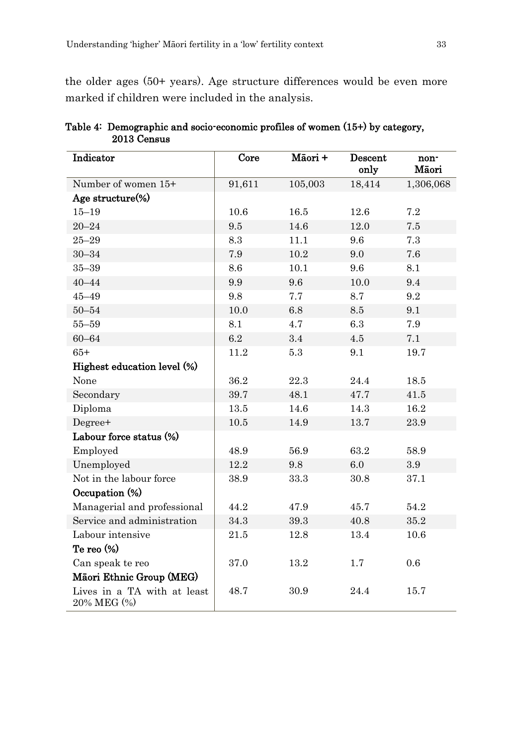the older ages (50+ years). Age structure differences would be even more marked if children were included in the analysis.

**Table 4: Demographic and socio-economic profiles of women (15+) by category, 2013 Census**

| Indicator | Core | Māori + | Descent only | non-Māori |
|---|---|---|---|---|
| Number of women 15+ | 91,611 | 105,003 | 18,414 | 1,306,068 |
| **Age structure(%)** | | | | |
| 15–19 | 10.6 | 16.5 | 12.6 | 7.2 |
| 20–24 | 9.5 | 14.6 | 12.0 | 7.5 |
| 25–29 | 8.3 | 11.1 | 9.6 | 7.3 |
| 30–34 | 7.9 | 10.2 | 9.0 | 7.6 |
| 35–39 | 8.6 | 10.1 | 9.6 | 8.1 |
| 40–44 | 9.9 | 9.6 | 10.0 | 9.4 |
| 45–49 | 9.8 | 7.7 | 8.7 | 9.2 |
| 50–54 | 10.0 | 6.8 | 8.5 | 9.1 |
| 55–59 | 8.1 | 4.7 | 6.3 | 7.9 |
| 60–64 | 6.2 | 3.4 | 4.5 | 7.1 |
| 65+ | 11.2 | 5.3 | 9.1 | 19.7 |
| **Highest education level (%)** | | | | |
| None | 36.2 | 22.3 | 24.4 | 18.5 |
| Secondary | 39.7 | 48.1 | 47.7 | 41.5 |
| Diploma | 13.5 | 14.6 | 14.3 | 16.2 |
| Degree+ | 10.5 | 14.9 | 13.7 | 23.9 |
| **Labour force status (%)** | | | | |
| Employed | 48.9 | 56.9 | 63.2 | 58.9 |
| Unemployed | 12.2 | 9.8 | 6.0 | 3.9 |
| Not in the labour force | 38.9 | 33.3 | 30.8 | 37.1 |
| **Occupation (%)** | | | | |
| Managerial and professional | 44.2 | 47.9 | 45.7 | 54.2 |
| Service and administration | 34.3 | 39.3 | 40.8 | 35.2 |
| Labour intensive | 21.5 | 12.8 | 13.4 | 10.6 |
| **Te reo (%)** | | | | |
| Can speak te reo | 37.0 | 13.2 | 1.7 | 0.6 |
| **Māori Ethnic Group (MEG)** | | | | |
| Lives in a TA with at least 20% MEG (%) | 48.7 | 30.9 | 24.4 | 15.7 |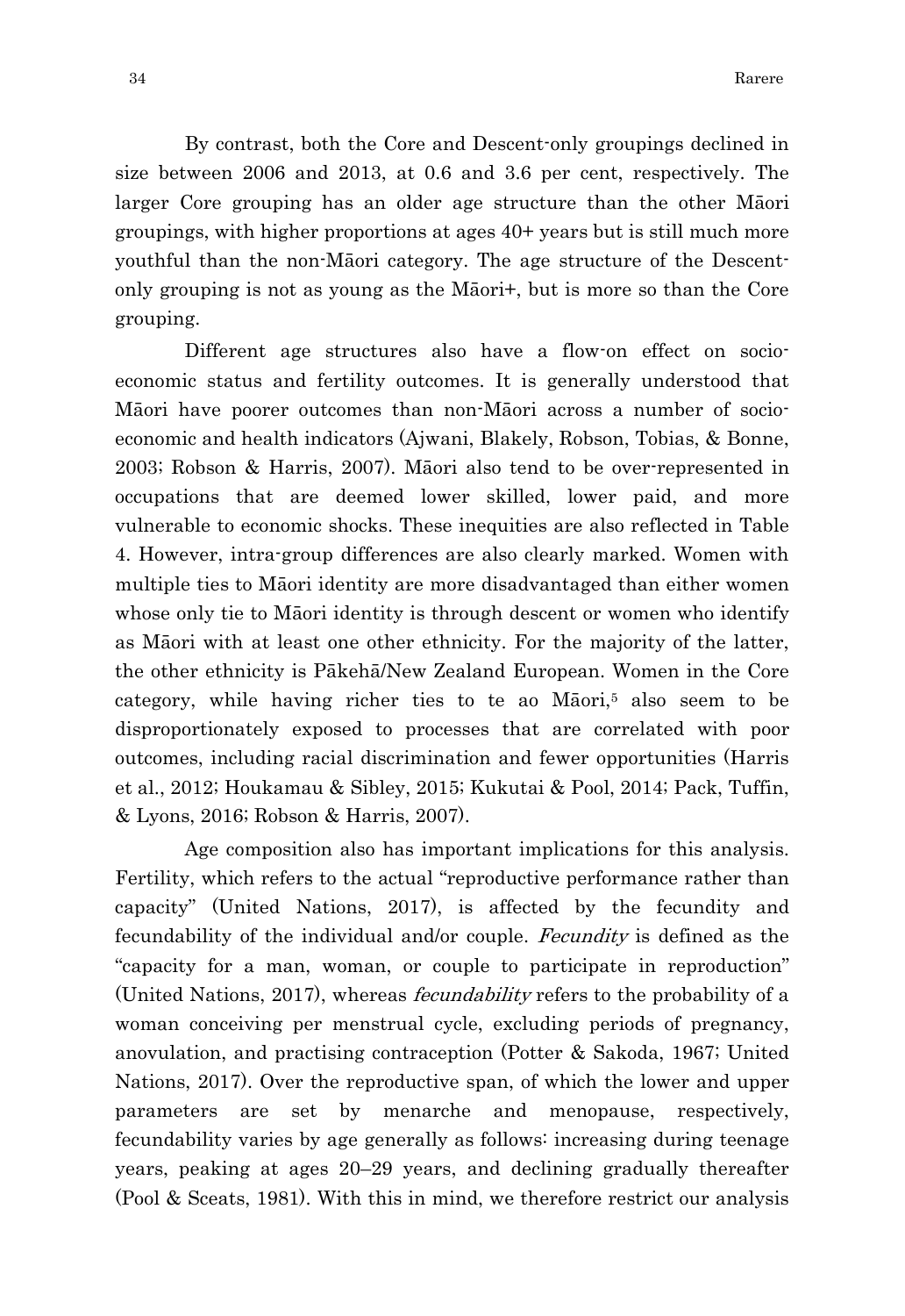By contrast, both the Core and Descent-only groupings declined in size between 2006 and 2013, at 0.6 and 3.6 per cent, respectively. The larger Core grouping has an older age structure than the other Māori groupings, with higher proportions at ages 40+ years but is still much more youthful than the non-Māori category. The age structure of the Descent-only grouping is not as young as the Māori+, but is more so than the Core grouping.

Different age structures also have a flow-on effect on socio-economic status and fertility outcomes. It is generally understood that Māori have poorer outcomes than non-Māori across a number of socio-economic and health indicators (Ajwani, Blakely, Robson, Tobias, & Bonne, 2003; Robson & Harris, 2007). Māori also tend to be over-represented in occupations that are deemed lower skilled, lower paid, and more vulnerable to economic shocks. These inequities are also reflected in Table 4. However, intra-group differences are also clearly marked. Women with multiple ties to Māori identity are more disadvantaged than either women whose only tie to Māori identity is through descent or women who identify as Māori with at least one other ethnicity. For the majority of the latter, the other ethnicity is Pākehā/New Zealand European. Women in the Core category, while having richer ties to te ao Māori,[5] also seem to be disproportionately exposed to processes that are correlated with poor outcomes, including racial discrimination and fewer opportunities (Harris et al., 2012; Houkamau & Sibley, 2015; Kukutai & Pool, 2014; Pack, Tuffin, & Lyons, 2016; Robson & Harris, 2007).

Age composition also has important implications for this analysis. Fertility, which refers to the actual "reproductive performance rather than capacity" (United Nations, 2017), is affected by the fecundity and fecundability of the individual and/or couple. *Fecundity* is defined as the "capacity for a man, woman, or couple to participate in reproduction" (United Nations, 2017), whereas *fecundability* refers to the probability of a woman conceiving per menstrual cycle, excluding periods of pregnancy, anovulation, and practising contraception (Potter & Sakoda, 1967; United Nations, 2017). Over the reproductive span, of which the lower and upper parameters are set by menarche and menopause, respectively, fecundability varies by age generally as follows: increasing during teenage years, peaking at ages 20–29 years, and declining gradually thereafter (Pool & Sceats, 1981). With this in mind, we therefore restrict our analysis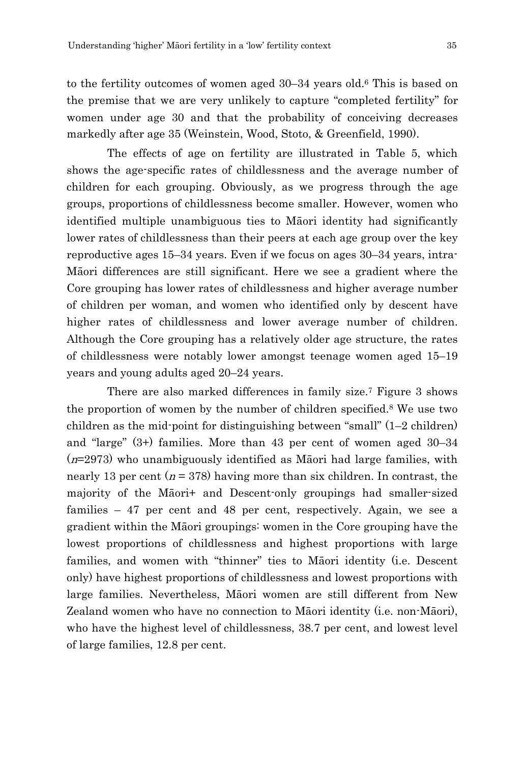to the fertility outcomes of women aged 30–34 years old.[6] This is based on the premise that we are very unlikely to capture "completed fertility" for women under age 30 and that the probability of conceiving decreases markedly after age 35 (Weinstein, Wood, Stoto, & Greenfield, 1990).

The effects of age on fertility are illustrated in Table 5, which shows the age-specific rates of childlessness and the average number of children for each grouping. Obviously, as we progress through the age groups, proportions of childlessness become smaller. However, women who identified multiple unambiguous ties to Māori identity had significantly lower rates of childlessness than their peers at each age group over the key reproductive ages 15–34 years. Even if we focus on ages 30–34 years, intra-Māori differences are still significant. Here we see a gradient where the Core grouping has lower rates of childlessness and higher average number of children per woman, and women who identified only by descent have higher rates of childlessness and lower average number of children. Although the Core grouping has a relatively older age structure, the rates of childlessness were notably lower amongst teenage women aged 15–19 years and young adults aged 20–24 years.

There are also marked differences in family size.[7] Figure 3 shows the proportion of women by the number of children specified.[8] We use two children as the mid-point for distinguishing between "small" (1–2 children) and "large" (3+) families. More than 43 per cent of women aged 30–34 ($n$=2973) who unambiguously identified as Māori had large families, with nearly 13 per cent ($n$ = 378) having more than six children. In contrast, the majority of the Māori+ and Descent-only groupings had smaller-sized families – 47 per cent and 48 per cent, respectively. Again, we see a gradient within the Māori groupings: women in the Core grouping have the lowest proportions of childlessness and highest proportions with large families, and women with "thinner" ties to Māori identity (i.e. Descent only) have highest proportions of childlessness and lowest proportions with large families. Nevertheless, Māori women are still different from New Zealand women who have no connection to Māori identity (i.e. non-Māori), who have the highest level of childlessness, 38.7 per cent, and lowest level of large families, 12.8 per cent.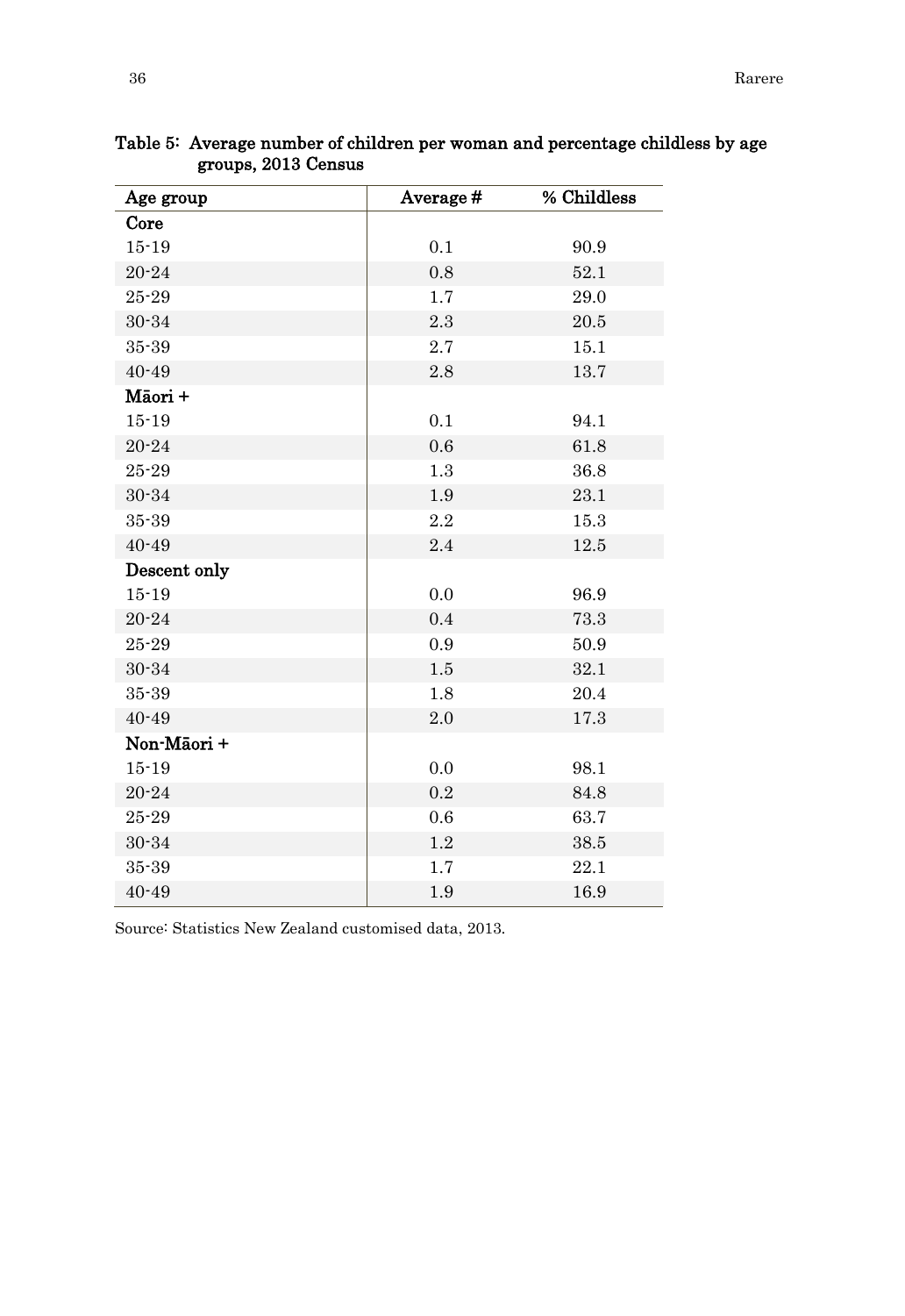**Table 5: Average number of children per woman and percentage childless by age groups, 2013 Census**

| Age group | Average # | % Childless |
|---|---|---|
| **Core** | | |
| 15-19 | 0.1 | 90.9 |
| 20-24 | 0.8 | 52.1 |
| 25-29 | 1.7 | 29.0 |
| 30-34 | 2.3 | 20.5 |
| 35-39 | 2.7 | 15.1 |
| 40-49 | 2.8 | 13.7 |
| **Māori +** | | |
| 15-19 | 0.1 | 94.1 |
| 20-24 | 0.6 | 61.8 |
| 25-29 | 1.3 | 36.8 |
| 30-34 | 1.9 | 23.1 |
| 35-39 | 2.2 | 15.3 |
| 40-49 | 2.4 | 12.5 |
| **Descent only** | | |
| 15-19 | 0.0 | 96.9 |
| 20-24 | 0.4 | 73.3 |
| 25-29 | 0.9 | 50.9 |
| 30-34 | 1.5 | 32.1 |
| 35-39 | 1.8 | 20.4 |
| 40-49 | 2.0 | 17.3 |
| **Non-Māori +** | | |
| 15-19 | 0.0 | 98.1 |
| 20-24 | 0.2 | 84.8 |
| 25-29 | 0.6 | 63.7 |
| 30-34 | 1.2 | 38.5 |
| 35-39 | 1.7 | 22.1 |
| 40-49 | 1.9 | 16.9 |

Source: Statistics New Zealand customised data, 2013.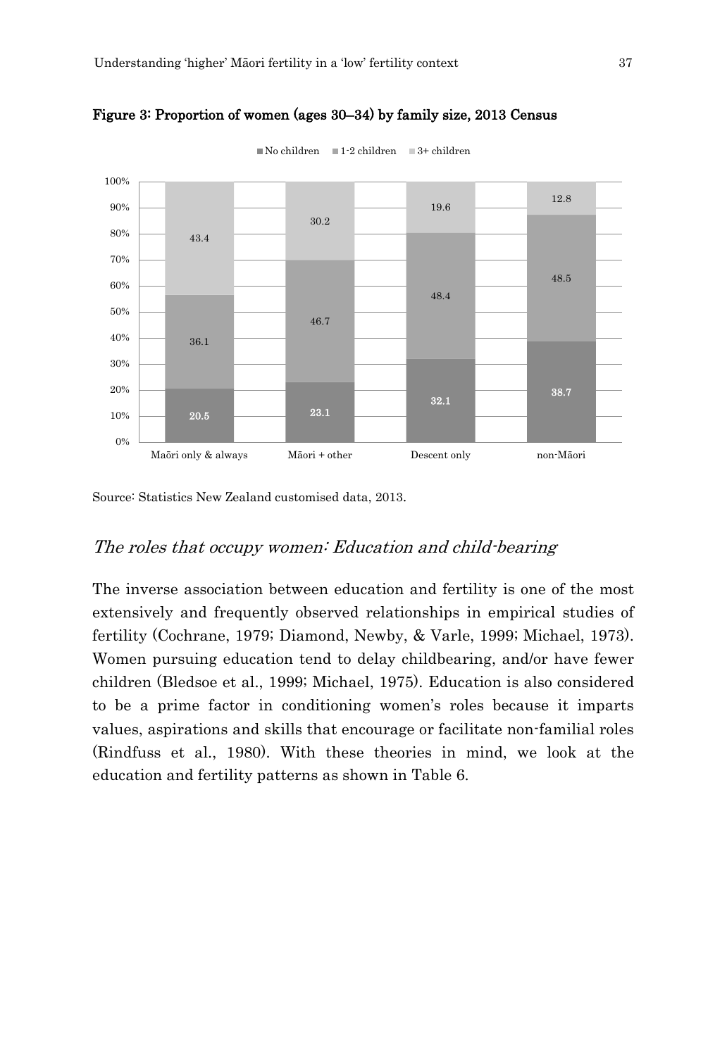**Figure 3: Proportion of women (ages 30–34) by family size, 2013 Census**

| | No children | 1-2 children | 3+ children |
|---|---|---|---|
| Maōri only & always | 20.5 | 36.1 | 43.4 |
| Māori + other | 23.1 | 46.7 | 30.2 |
| Descent only | 32.1 | 48.4 | 19.6 |
| non-Māori | 38.7 | 48.5 | 12.8 |

Source: Statistics New Zealand customised data, 2013.

### *The roles that occupy women: Education and child-bearing*

The inverse association between education and fertility is one of the most extensively and frequently observed relationships in empirical studies of fertility (Cochrane, 1979; Diamond, Newby, & Varle, 1999; Michael, 1973). Women pursuing education tend to delay childbearing, and/or have fewer children (Bledsoe et al., 1999; Michael, 1975). Education is also considered to be a prime factor in conditioning women's roles because it imparts values, aspirations and skills that encourage or facilitate non-familial roles (Rindfuss et al., 1980). With these theories in mind, we look at the education and fertility patterns as shown in Table 6.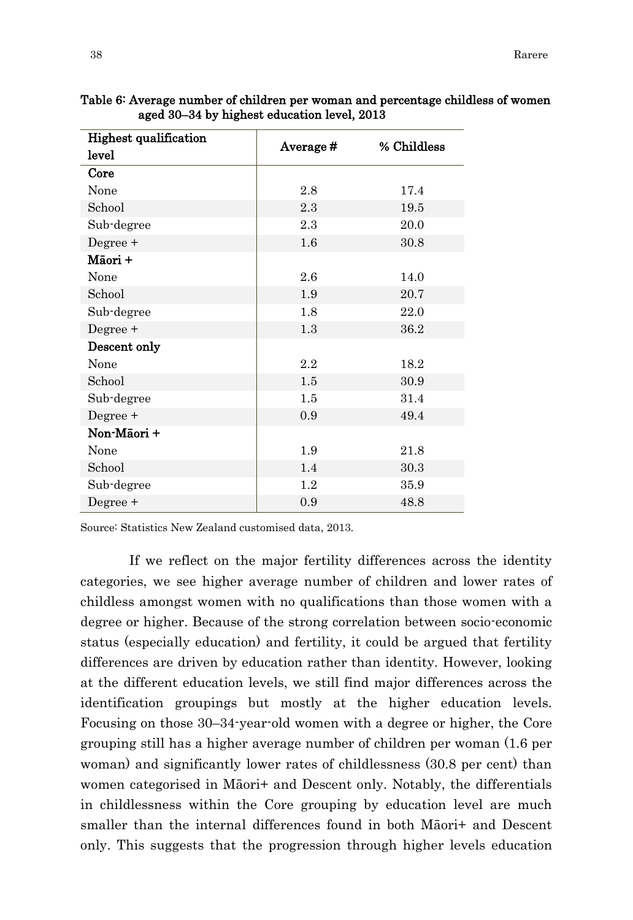**Table 6: Average number of children per woman and percentage childless of women aged 30–34 by highest education level, 2013**

| Highest qualification level | Average # | % Childless |
|---|---|---|
| **Core** | | |
| None | 2.8 | 17.4 |
| School | 2.3 | 19.5 |
| Sub-degree | 2.3 | 20.0 |
| Degree + | 1.6 | 30.8 |
| **Māori +** | | |
| None | 2.6 | 14.0 |
| School | 1.9 | 20.7 |
| Sub-degree | 1.8 | 22.0 |
| Degree + | 1.3 | 36.2 |
| **Descent only** | | |
| None | 2.2 | 18.2 |
| School | 1.5 | 30.9 |
| Sub-degree | 1.5 | 31.4 |
| Degree + | 0.9 | 49.4 |
| **Non-Māori +** | | |
| None | 1.9 | 21.8 |
| School | 1.4 | 30.3 |
| Sub-degree | 1.2 | 35.9 |
| Degree + | 0.9 | 48.8 |

Source: Statistics New Zealand customised data, 2013.

If we reflect on the major fertility differences across the identity categories, we see higher average number of children and lower rates of childless amongst women with no qualifications than those women with a degree or higher. Because of the strong correlation between socio-economic status (especially education) and fertility, it could be argued that fertility differences are driven by education rather than identity. However, looking at the different education levels, we still find major differences across the identification groupings but mostly at the higher education levels. Focusing on those 30–34-year-old women with a degree or higher, the Core grouping still has a higher average number of children per woman (1.6 per woman) and significantly lower rates of childlessness (30.8 per cent) than women categorised in Māori+ and Descent only. Notably, the differentials in childlessness within the Core grouping by education level are much smaller than the internal differences found in both Māori+ and Descent only. This suggests that the progression through higher levels education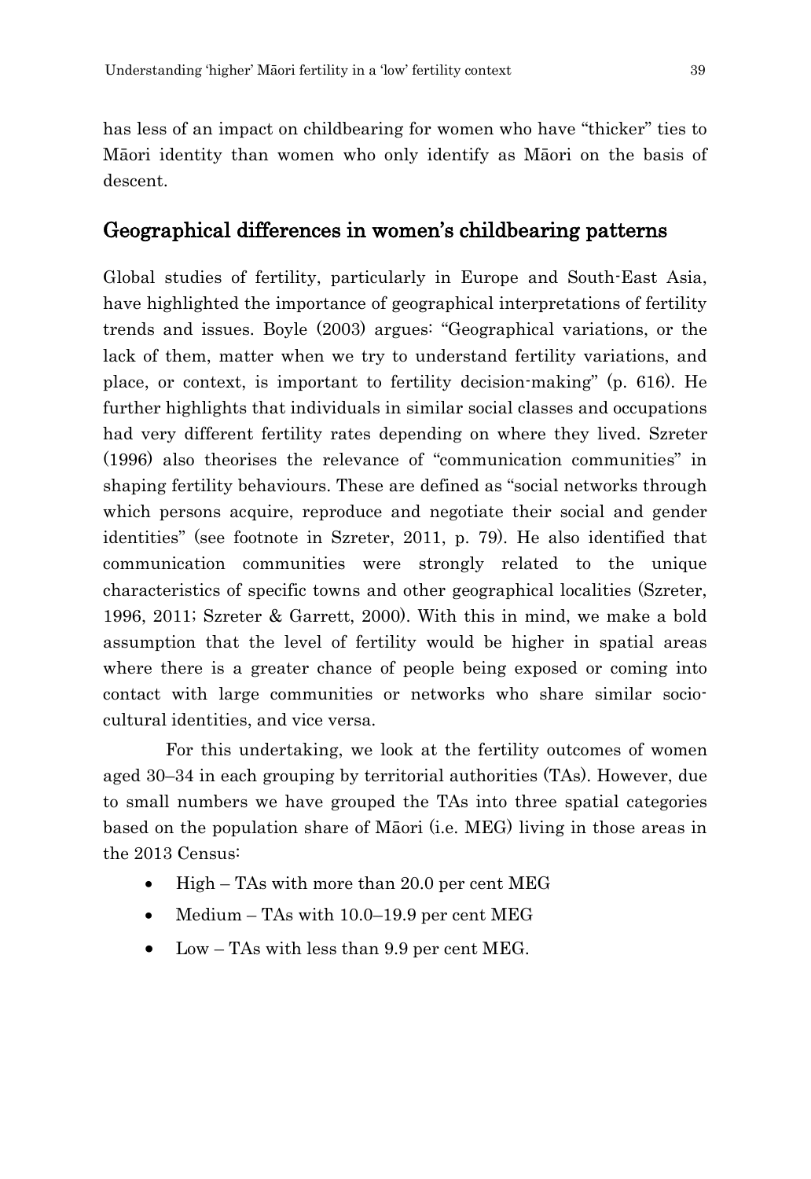has less of an impact on childbearing for women who have "thicker" ties to Māori identity than women who only identify as Māori on the basis of descent.

## Geographical differences in women's childbearing patterns

Global studies of fertility, particularly in Europe and South-East Asia, have highlighted the importance of geographical interpretations of fertility trends and issues. Boyle (2003) argues: "Geographical variations, or the lack of them, matter when we try to understand fertility variations, and place, or context, is important to fertility decision-making" (p. 616). He further highlights that individuals in similar social classes and occupations had very different fertility rates depending on where they lived. Szreter (1996) also theorises the relevance of "communication communities" in shaping fertility behaviours. These are defined as "social networks through which persons acquire, reproduce and negotiate their social and gender identities" (see footnote in Szreter, 2011, p. 79). He also identified that communication communities were strongly related to the unique characteristics of specific towns and other geographical localities (Szreter, 1996, 2011; Szreter & Garrett, 2000). With this in mind, we make a bold assumption that the level of fertility would be higher in spatial areas where there is a greater chance of people being exposed or coming into contact with large communities or networks who share similar socio-cultural identities, and vice versa.

For this undertaking, we look at the fertility outcomes of women aged 30–34 in each grouping by territorial authorities (TAs). However, due to small numbers we have grouped the TAs into three spatial categories based on the population share of Māori (i.e. MEG) living in those areas in the 2013 Census:

- High – TAs with more than 20.0 per cent MEG
- Medium – TAs with 10.0–19.9 per cent MEG
- Low – TAs with less than 9.9 per cent MEG.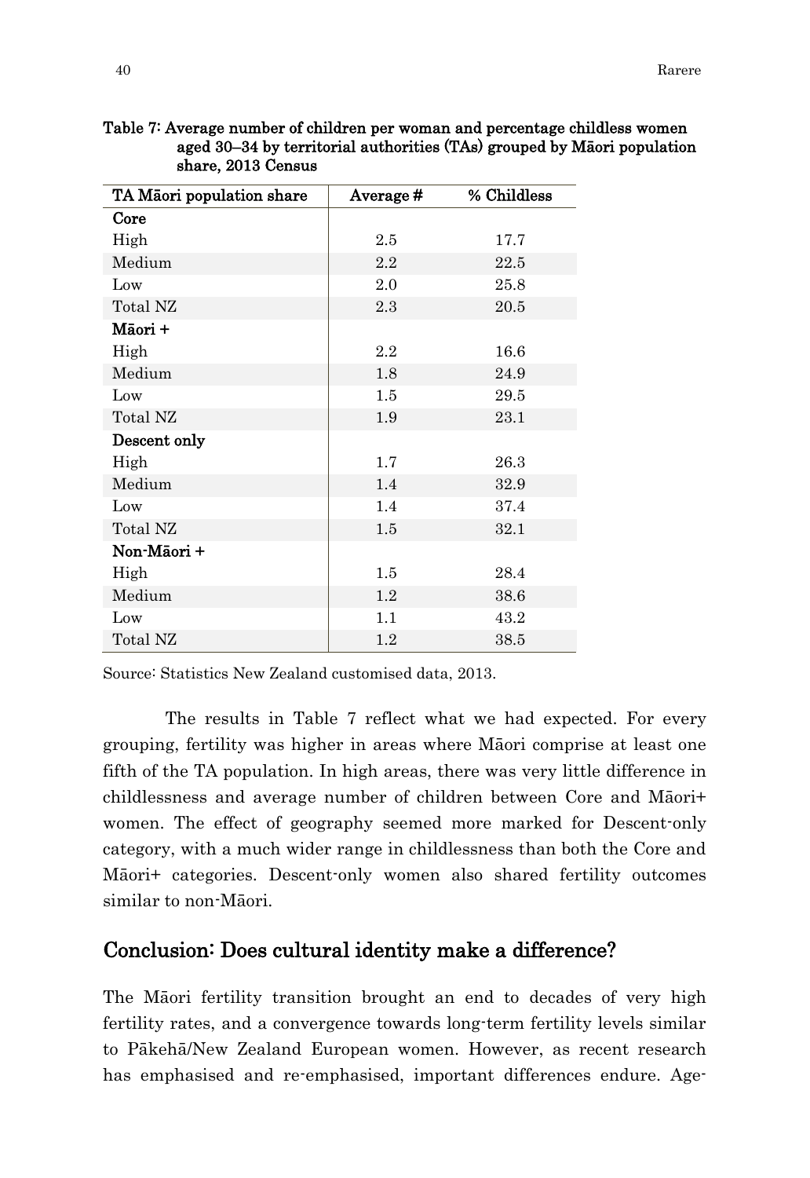**Table 7: Average number of children per woman and percentage childless women aged 30–34 by territorial authorities (TAs) grouped by Māori population share, 2013 Census**

| TA Māori population share | Average # | % Childless |
|---|---|---|
| **Core** | | |
| High | 2.5 | 17.7 |
| Medium | 2.2 | 22.5 |
| Low | 2.0 | 25.8 |
| Total NZ | 2.3 | 20.5 |
| **Māori +** | | |
| High | 2.2 | 16.6 |
| Medium | 1.8 | 24.9 |
| Low | 1.5 | 29.5 |
| Total NZ | 1.9 | 23.1 |
| **Descent only** | | |
| High | 1.7 | 26.3 |
| Medium | 1.4 | 32.9 |
| Low | 1.4 | 37.4 |
| Total NZ | 1.5 | 32.1 |
| **Non-Māori +** | | |
| High | 1.5 | 28.4 |
| Medium | 1.2 | 38.6 |
| Low | 1.1 | 43.2 |
| Total NZ | 1.2 | 38.5 |

Source: Statistics New Zealand customised data, 2013.

The results in Table 7 reflect what we had expected. For every grouping, fertility was higher in areas where Māori comprise at least one fifth of the TA population. In high areas, there was very little difference in childlessness and average number of children between Core and Māori+ women. The effect of geography seemed more marked for Descent-only category, with a much wider range in childlessness than both the Core and Māori+ categories. Descent-only women also shared fertility outcomes similar to non-Māori.

## Conclusion: Does cultural identity make a difference?

The Māori fertility transition brought an end to decades of very high fertility rates, and a convergence towards long-term fertility levels similar to Pākehā/New Zealand European women. However, as recent research has emphasised and re-emphasised, important differences endure. Age-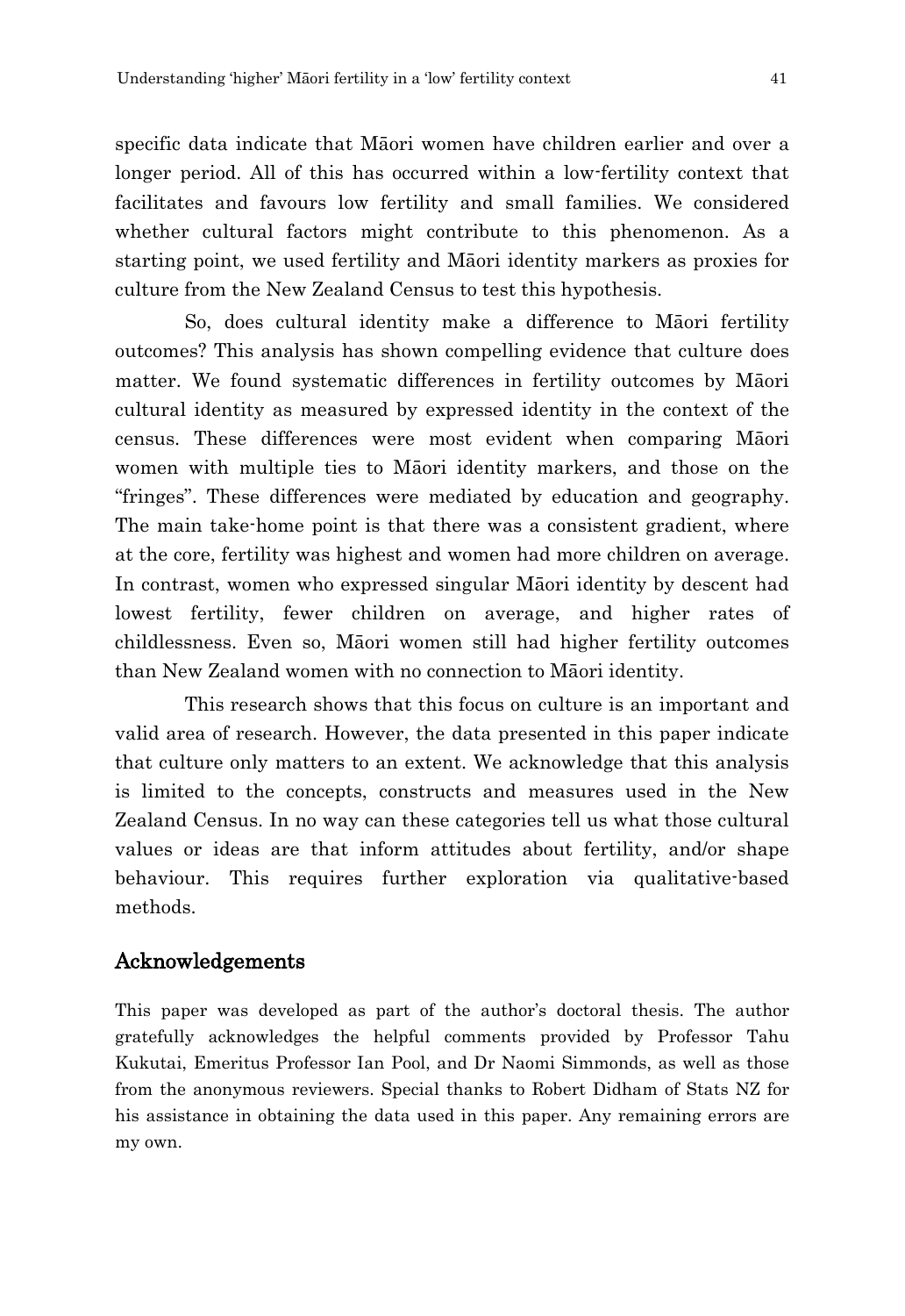specific data indicate that Māori women have children earlier and over a longer period. All of this has occurred within a low-fertility context that facilitates and favours low fertility and small families. We considered whether cultural factors might contribute to this phenomenon. As a starting point, we used fertility and Māori identity markers as proxies for culture from the New Zealand Census to test this hypothesis.

So, does cultural identity make a difference to Māori fertility outcomes? This analysis has shown compelling evidence that culture does matter. We found systematic differences in fertility outcomes by Māori cultural identity as measured by expressed identity in the context of the census. These differences were most evident when comparing Māori women with multiple ties to Māori identity markers, and those on the "fringes". These differences were mediated by education and geography. The main take-home point is that there was a consistent gradient, where at the core, fertility was highest and women had more children on average. In contrast, women who expressed singular Māori identity by descent had lowest fertility, fewer children on average, and higher rates of childlessness. Even so, Māori women still had higher fertility outcomes than New Zealand women with no connection to Māori identity.

This research shows that this focus on culture is an important and valid area of research. However, the data presented in this paper indicate that culture only matters to an extent. We acknowledge that this analysis is limited to the concepts, constructs and measures used in the New Zealand Census. In no way can these categories tell us what those cultural values or ideas are that inform attitudes about fertility, and/or shape behaviour. This requires further exploration via qualitative-based methods.

## Acknowledgements

This paper was developed as part of the author's doctoral thesis. The author gratefully acknowledges the helpful comments provided by Professor Tahu Kukutai, Emeritus Professor Ian Pool, and Dr Naomi Simmonds, as well as those from the anonymous reviewers. Special thanks to Robert Didham of Stats NZ for his assistance in obtaining the data used in this paper. Any remaining errors are my own.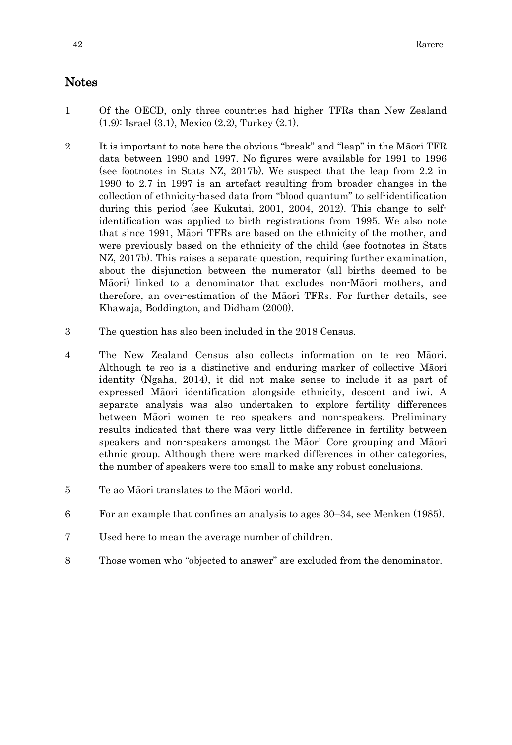## Notes

1. Of the OECD, only three countries had higher TFRs than New Zealand (1.9): Israel (3.1), Mexico (2.2), Turkey (2.1).

2. It is important to note here the obvious "break" and "leap" in the Māori TFR data between 1990 and 1997. No figures were available for 1991 to 1996 (see footnotes in Stats NZ, 2017b). We suspect that the leap from 2.2 in 1990 to 2.7 in 1997 is an artefact resulting from broader changes in the collection of ethnicity-based data from "blood quantum" to self-identification during this period (see Kukutai, 2001, 2004, 2012). This change to self-identification was applied to birth registrations from 1995. We also note that since 1991, Māori TFRs are based on the ethnicity of the mother, and were previously based on the ethnicity of the child (see footnotes in Stats NZ, 2017b). This raises a separate question, requiring further examination, about the disjunction between the numerator (all births deemed to be Māori) linked to a denominator that excludes non-Māori mothers, and therefore, an over-estimation of the Māori TFRs. For further details, see Khawaja, Boddington, and Didham (2000).

3. The question has also been included in the 2018 Census.

4. The New Zealand Census also collects information on te reo Māori. Although te reo is a distinctive and enduring marker of collective Māori identity (Ngaha, 2014), it did not make sense to include it as part of expressed Māori identification alongside ethnicity, descent and iwi. A separate analysis was also undertaken to explore fertility differences between Māori women te reo speakers and non-speakers. Preliminary results indicated that there was very little difference in fertility between speakers and non-speakers amongst the Māori Core grouping and Māori ethnic group. Although there were marked differences in other categories, the number of speakers were too small to make any robust conclusions.

5. Te ao Māori translates to the Māori world.

6. For an example that confines an analysis to ages 30–34, see Menken (1985).

7. Used here to mean the average number of children.

8. Those women who "objected to answer" are excluded from the denominator.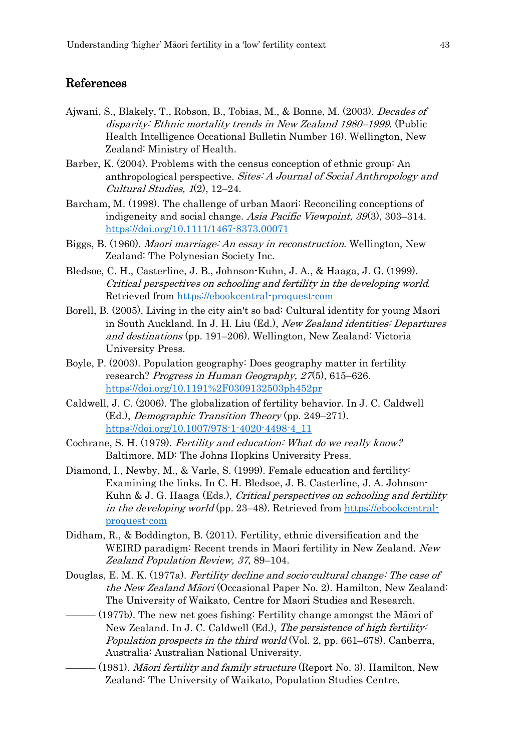## References

Ajwani, S., Blakely, T., Robson, B., Tobias, M., & Bonne, M. (2003). *Decades of disparity: Ethnic mortality trends in New Zealand 1980–1999*. (Public Health Intelligence Occational Bulletin Number 16). Wellington, New Zealand: Ministry of Health.

Barber, K. (2004). Problems with the census conception of ethnic group: An anthropological perspective. *Sites: A Journal of Social Anthropology and Cultural Studies, 1*(2), 12–24.

Barcham, M. (1998). The challenge of urban Maori: Reconciling conceptions of indigeneity and social change. *Asia Pacific Viewpoint, 39*(3), 303–314. https://doi.org/10.1111/1467-8373.00071

Biggs, B. (1960). *Maori marriage: An essay in reconstruction*. Wellington, New Zealand: The Polynesian Society Inc.

Bledsoe, C. H., Casterline, J. B., Johnson-Kuhn, J. A., & Haaga, J. G. (1999). *Critical perspectives on schooling and fertility in the developing world*. Retrieved from https://ebookcentral-proquest-com

Borell, B. (2005). Living in the city ain't so bad: Cultural identity for young Maori in South Auckland. In J. H. Liu (Ed.), *New Zealand identities: Departures and destinations* (pp. 191–206). Wellington, New Zealand: Victoria University Press.

Boyle, P. (2003). Population geography: Does geography matter in fertility research? *Progress in Human Geography, 27*(5), 615–626. https://doi.org/10.1191%2F0309132503ph452pr

Caldwell, J. C. (2006). The globalization of fertility behavior. In J. C. Caldwell (Ed.), *Demographic Transition Theory* (pp. 249–271). https://doi.org/10.1007/978-1-4020-4498-4_11

Cochrane, S. H. (1979). *Fertility and education: What do we really know?* Baltimore, MD: The Johns Hopkins University Press.

Diamond, I., Newby, M., & Varle, S. (1999). Female education and fertility: Examining the links. In C. H. Bledsoe, J. B. Casterline, J. A. Johnson-Kuhn & J. G. Haaga (Eds.), *Critical perspectives on schooling and fertility in the developing world* (pp. 23–48). Retrieved from https://ebookcentral-proquest-com

Didham, R., & Boddington, B. (2011). Fertility, ethnic diversification and the WEIRD paradigm: Recent trends in Maori fertility in New Zealand. *New Zealand Population Review, 37*, 89–104.

Douglas, E. M. K. (1977a). *Fertility decline and socio-cultural change: The case of the New Zealand Māori* (Occasional Paper No. 2). Hamilton, New Zealand: The University of Waikato, Centre for Maori Studies and Research.

——— (1977b). The new net goes fishing: Fertility change amongst the Māori of New Zealand. In J. C. Caldwell (Ed.), *The persistence of high fertility: Population prospects in the third world* (Vol. 2, pp. 661–678). Canberra, Australia: Australian National University.

——— (1981). *Māori fertility and family structure* (Report No. 3). Hamilton, New Zealand: The University of Waikato, Population Studies Centre.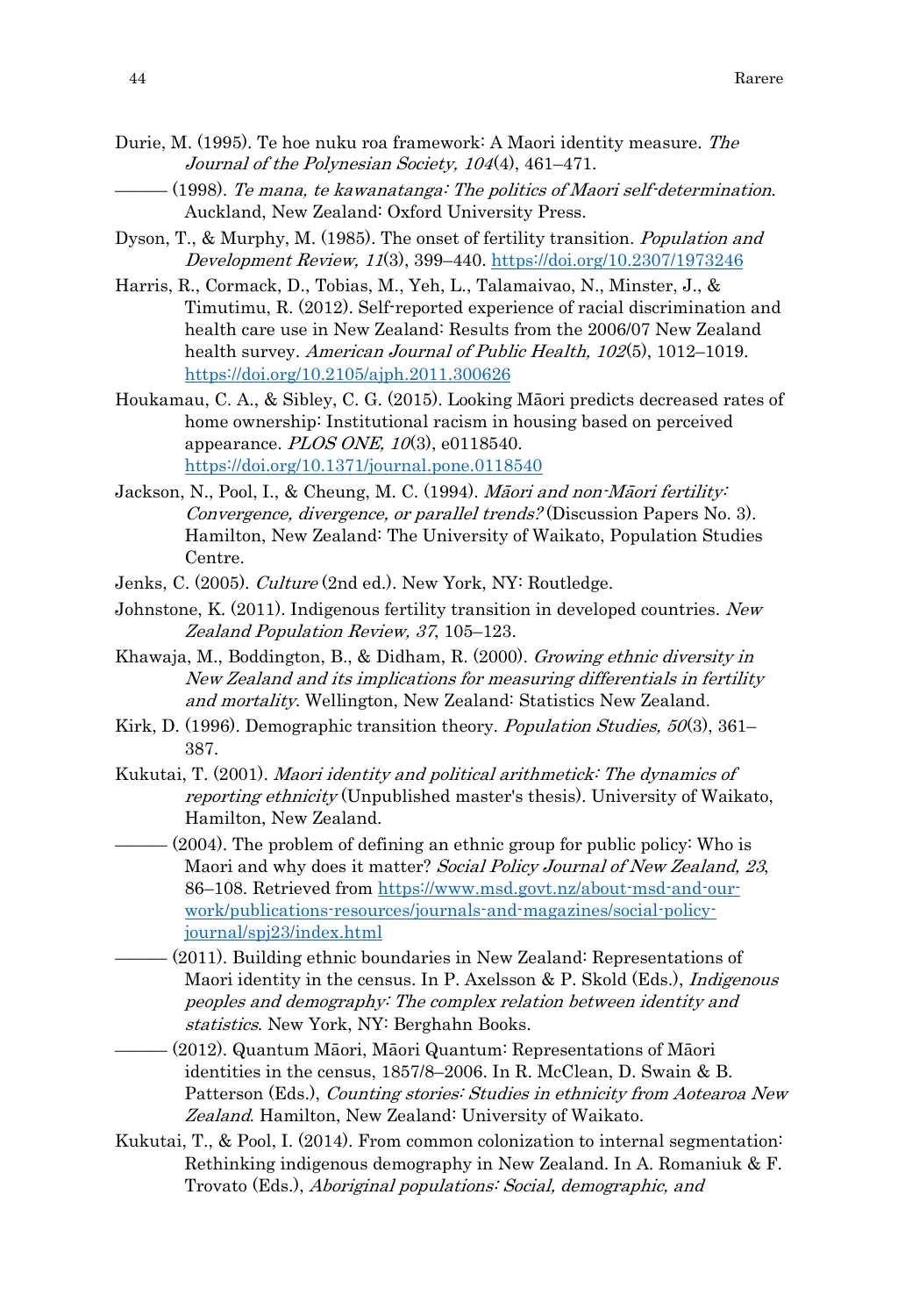Durie, M. (1995). Te hoe nuku roa framework: A Maori identity measure. *The Journal of the Polynesian Society, 104*(4), 461–471.

——— (1998). *Te mana, te kawanatanga: The politics of Maori self-determination*. Auckland, New Zealand: Oxford University Press.

Dyson, T., & Murphy, M. (1985). The onset of fertility transition. *Population and Development Review, 11*(3), 399–440. https://doi.org/10.2307/1973246

Harris, R., Cormack, D., Tobias, M., Yeh, L., Talamaivao, N., Minster, J., & Timutimu, R. (2012). Self-reported experience of racial discrimination and health care use in New Zealand: Results from the 2006/07 New Zealand health survey. *American Journal of Public Health, 102*(5), 1012–1019. https://doi.org/10.2105/ajph.2011.300626

Houkamau, C. A., & Sibley, C. G. (2015). Looking Māori predicts decreased rates of home ownership: Institutional racism in housing based on perceived appearance. *PLOS ONE, 10*(3), e0118540. https://doi.org/10.1371/journal.pone.0118540

Jackson, N., Pool, I., & Cheung, M. C. (1994). *Māori and non-Māori fertility: Convergence, divergence, or parallel trends?* (Discussion Papers No. 3). Hamilton, New Zealand: The University of Waikato, Population Studies Centre.

Jenks, C. (2005). *Culture* (2nd ed.). New York, NY: Routledge.

Johnstone, K. (2011). Indigenous fertility transition in developed countries. *New Zealand Population Review, 37*, 105–123.

Khawaja, M., Boddington, B., & Didham, R. (2000). *Growing ethnic diversity in New Zealand and its implications for measuring differentials in fertility and mortality*. Wellington, New Zealand: Statistics New Zealand.

Kirk, D. (1996). Demographic transition theory. *Population Studies, 50*(3), 361–387.

Kukutai, T. (2001). *Maori identity and political arithmetick: The dynamics of reporting ethnicity* (Unpublished master's thesis). University of Waikato, Hamilton, New Zealand.

——— (2004). The problem of defining an ethnic group for public policy: Who is Maori and why does it matter? *Social Policy Journal of New Zealand, 23*, 86–108. Retrieved from https://www.msd.govt.nz/about-msd-and-our-work/publications-resources/journals-and-magazines/social-policy-journal/spj23/index.html

——— (2011). Building ethnic boundaries in New Zealand: Representations of Maori identity in the census. In P. Axelsson & P. Skold (Eds.), *Indigenous peoples and demography: The complex relation between identity and statistics*. New York, NY: Berghahn Books.

——— (2012). Quantum Māori, Māori Quantum: Representations of Māori identities in the census, 1857/8–2006. In R. McClean, D. Swain & B. Patterson (Eds.), *Counting stories: Studies in ethnicity from Aotearoa New Zealand*. Hamilton, New Zealand: University of Waikato.

Kukutai, T., & Pool, I. (2014). From common colonization to internal segmentation: Rethinking indigenous demography in New Zealand. In A. Romaniuk & F. Trovato (Eds.), *Aboriginal populations: Social, demographic, and*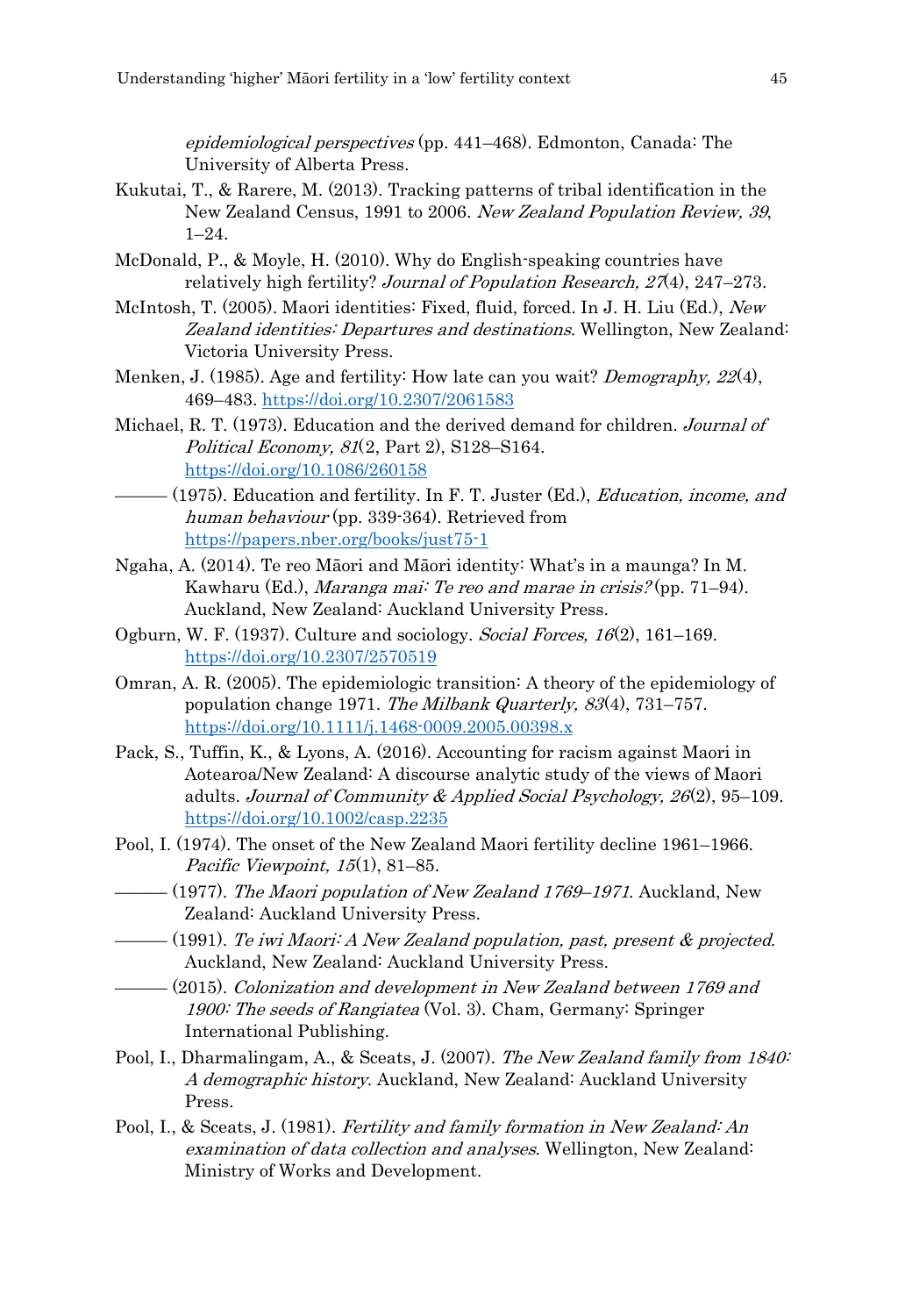*epidemiological perspectives* (pp. 441–468). Edmonton, Canada: The University of Alberta Press.

Kukutai, T., & Rarere, M. (2013). Tracking patterns of tribal identification in the New Zealand Census, 1991 to 2006. *New Zealand Population Review, 39*, 1–24.

McDonald, P., & Moyle, H. (2010). Why do English-speaking countries have relatively high fertility? *Journal of Population Research, 27*(4), 247–273.

McIntosh, T. (2005). Maori identities: Fixed, fluid, forced. In J. H. Liu (Ed.), *New Zealand identities: Departures and destinations*. Wellington, New Zealand: Victoria University Press.

Menken, J. (1985). Age and fertility: How late can you wait? *Demography, 22*(4), 469–483. https://doi.org/10.2307/2061583

Michael, R. T. (1973). Education and the derived demand for children. *Journal of Political Economy, 81*(2, Part 2), S128–S164. https://doi.org/10.1086/260158

——— (1975). Education and fertility. In F. T. Juster (Ed.), *Education, income, and human behaviour* (pp. 339-364). Retrieved from https://papers.nber.org/books/just75-1

Ngaha, A. (2014). Te reo Māori and Māori identity: What's in a maunga? In M. Kawharu (Ed.), *Maranga mai: Te reo and marae in crisis?* (pp. 71–94). Auckland, New Zealand: Auckland University Press.

Ogburn, W. F. (1937). Culture and sociology. *Social Forces, 16*(2), 161–169. https://doi.org/10.2307/2570519

Omran, A. R. (2005). The epidemiologic transition: A theory of the epidemiology of population change 1971. *The Milbank Quarterly, 83*(4), 731–757. https://doi.org/10.1111/j.1468-0009.2005.00398.x

Pack, S., Tuffin, K., & Lyons, A. (2016). Accounting for racism against Maori in Aotearoa/New Zealand: A discourse analytic study of the views of Maori adults. *Journal of Community & Applied Social Psychology, 26*(2), 95–109. https://doi.org/10.1002/casp.2235

Pool, I. (1974). The onset of the New Zealand Maori fertility decline 1961–1966. *Pacific Viewpoint, 15*(1), 81–85.

——— (1977). *The Maori population of New Zealand 1769–1971*. Auckland, New Zealand: Auckland University Press.

——— (1991). *Te iwi Maori: A New Zealand population, past, present & projected*. Auckland, New Zealand: Auckland University Press.

——— (2015). *Colonization and development in New Zealand between 1769 and 1900: The seeds of Rangiatea* (Vol. 3). Cham, Germany: Springer International Publishing.

Pool, I., Dharmalingam, A., & Sceats, J. (2007). *The New Zealand family from 1840: A demographic history*. Auckland, New Zealand: Auckland University Press.

Pool, I., & Sceats, J. (1981). *Fertility and family formation in New Zealand: An examination of data collection and analyses*. Wellington, New Zealand: Ministry of Works and Development.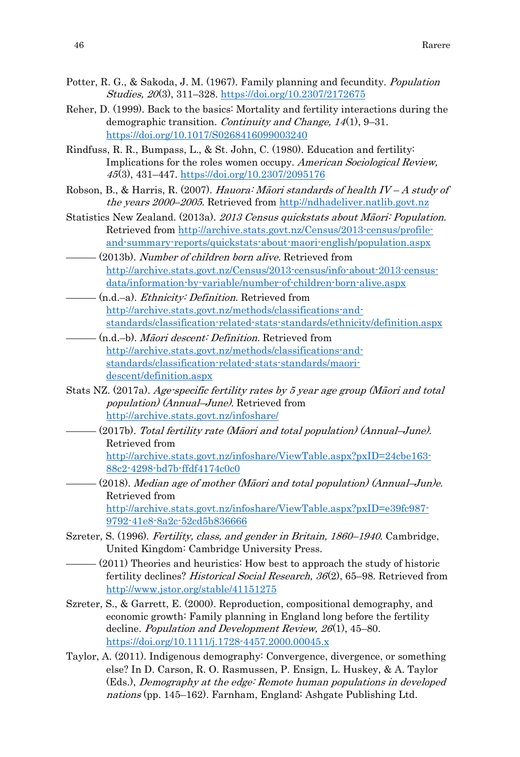Potter, R. G., & Sakoda, J. M. (1967). Family planning and fecundity. *Population Studies, 20*(3), 311–328. https://doi.org/10.2307/2172675

Reher, D. (1999). Back to the basics: Mortality and fertility interactions during the demographic transition. *Continuity and Change, 14*(1), 9–31. https://doi.org/10.1017/S0268416099003240

Rindfuss, R. R., Bumpass, L., & St. John, C. (1980). Education and fertility: Implications for the roles women occupy. *American Sociological Review, 45*(3), 431–447. https://doi.org/10.2307/2095176

Robson, B., & Harris, R. (2007). *Hauora: Māori standards of health IV – A study of the years 2000–2005*. Retrieved from http://ndhadeliver.natlib.govt.nz

Statistics New Zealand. (2013a). *2013 Census quickstats about Māori: Population.* Retrieved from http://archive.stats.govt.nz/Census/2013-census/profile-and-summary-reports/quickstats-about-maori-english/population.aspx

——— (2013b). *Number of children born alive.* Retrieved from http://archive.stats.govt.nz/Census/2013-census/info-about-2013-census-data/information-by-variable/number-of-children-born-alive.aspx

——— (n.d.–a). *Ethnicity: Definition.* Retrieved from http://archive.stats.govt.nz/methods/classifications-and-standards/classification-related-stats-standards/ethnicity/definition.aspx

——— (n.d.–b). *Māori descent: Definition.* Retrieved from http://archive.stats.govt.nz/methods/classifications-and-standards/classification-related-stats-standards/maori-descent/definition.aspx

Stats NZ. (2017a). *Age-specific fertility rates by 5 year age group (Māori and total population) (Annual–June).* Retrieved from http://archive.stats.govt.nz/infoshare/

——— (2017b). *Total fertility rate (Māori and total population) (Annual–June).* Retrieved from http://archive.stats.govt.nz/infoshare/ViewTable.aspx?pxID=24cbe163-88c2-4298-bd7b-ffdf4174c0c0

——— (2018). *Median age of mother (Māori and total population) (Annual–Jun)e.* Retrieved from http://archive.stats.govt.nz/infoshare/ViewTable.aspx?pxID=e39fc987-9792-41e8-8a2c-52cd5b836666

Szreter, S. (1996). *Fertility, class, and gender in Britain, 1860–1940*. Cambridge, United Kingdom: Cambridge University Press.

——— (2011) Theories and heuristics: How best to approach the study of historic fertility declines? *Historical Social Research, 36*(2), 65–98. Retrieved from http://www.jstor.org/stable/41151275

Szreter, S., & Garrett, E. (2000). Reproduction, compositional demography, and economic growth: Family planning in England long before the fertility decline. *Population and Development Review, 26*(1), 45–80. https://doi.org/10.1111/j.1728-4457.2000.00045.x

Taylor, A. (2011). Indigenous demography: Convergence, divergence, or something else? In D. Carson, R. O. Rasmussen, P. Ensign, L. Huskey, & A. Taylor (Eds.), *Demography at the edge: Remote human populations in developed nations* (pp. 145–162). Farnham, England: Ashgate Publishing Ltd.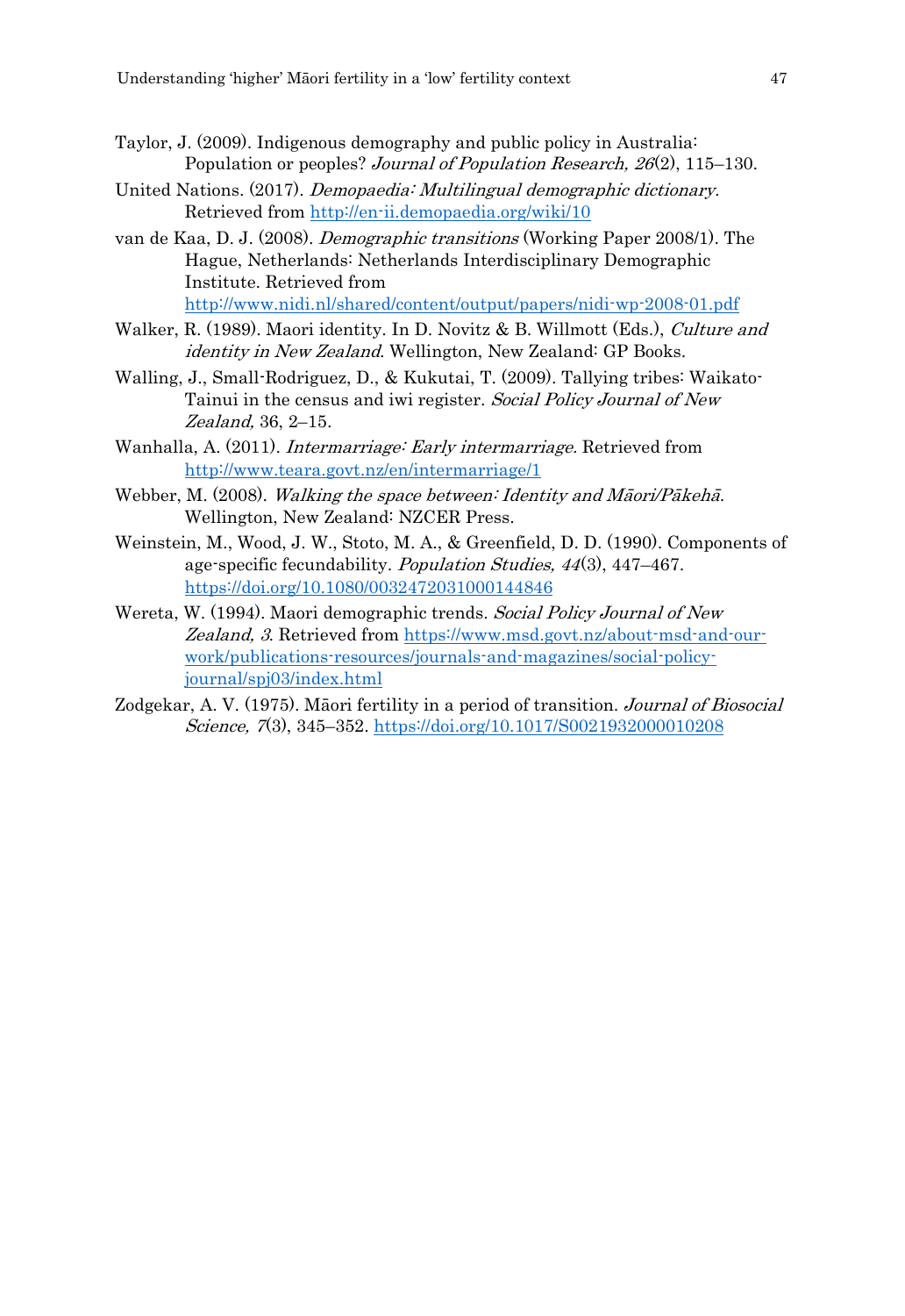Taylor, J. (2009). Indigenous demography and public policy in Australia: Population or peoples? *Journal of Population Research, 26*(2), 115–130.

United Nations. (2017). *Demopaedia: Multilingual demographic dictionary.* Retrieved from http://en-ii.demopaedia.org/wiki/10

van de Kaa, D. J. (2008). *Demographic transitions* (Working Paper 2008/1). The Hague, Netherlands: Netherlands Interdisciplinary Demographic Institute. Retrieved from http://www.nidi.nl/shared/content/output/papers/nidi-wp-2008-01.pdf

Walker, R. (1989). Maori identity. In D. Novitz & B. Willmott (Eds.), *Culture and identity in New Zealand*. Wellington, New Zealand: GP Books.

Walling, J., Small-Rodriguez, D., & Kukutai, T. (2009). Tallying tribes: Waikato-Tainui in the census and iwi register. *Social Policy Journal of New Zealand,* 36, 2–15.

Wanhalla, A. (2011). *Intermarriage: Early intermarriage.* Retrieved from http://www.teara.govt.nz/en/intermarriage/1

Webber, M. (2008). *Walking the space between: Identity and Māori/Pākehā*. Wellington, New Zealand: NZCER Press.

Weinstein, M., Wood, J. W., Stoto, M. A., & Greenfield, D. D. (1990). Components of age-specific fecundability. *Population Studies, 44*(3), 447–467. https://doi.org/10.1080/0032472031000144846

Wereta, W. (1994). Maori demographic trends. *Social Policy Journal of New Zealand, 3*. Retrieved from https://www.msd.govt.nz/about-msd-and-our-work/publications-resources/journals-and-magazines/social-policy-journal/spj03/index.html

Zodgekar, A. V. (1975). Māori fertility in a period of transition. *Journal of Biosocial Science, 7*(3), 345–352. https://doi.org/10.1017/S0021932000010208